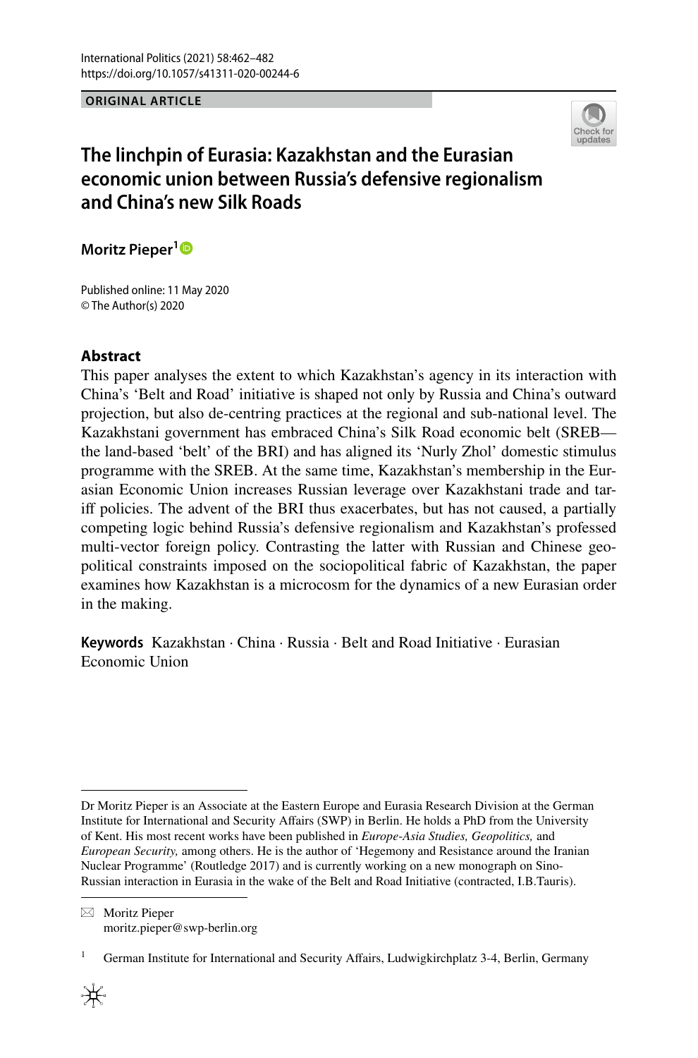ORIGINAL ARTICLE

# The linchpin of Eurasia: Kazakhstan and the Eurasian economic union between Russia's defensive regionalism and China's new Silk Roads

**Moritz Pieper**[1]

Published online: 11 May 2020
© The Author(s) 2020

## Abstract

This paper analyses the extent to which Kazakhstan's agency in its interaction with China's 'Belt and Road' initiative is shaped not only by Russia and China's outward projection, but also de-centring practices at the regional and sub-national level. The Kazakhstani government has embraced China's Silk Road economic belt (SREB—the land-based 'belt' of the BRI) and has aligned its 'Nurly Zhol' domestic stimulus programme with the SREB. At the same time, Kazakhstan's membership in the Eurasian Economic Union increases Russian leverage over Kazakhstani trade and tariff policies. The advent of the BRI thus exacerbates, but has not caused, a partially competing logic behind Russia's defensive regionalism and Kazakhstan's professed multi-vector foreign policy. Contrasting the latter with Russian and Chinese geopolitical constraints imposed on the sociopolitical fabric of Kazakhstan, the paper examines how Kazakhstan is a microcosm for the dynamics of a new Eurasian order in the making.

**Keywords** Kazakhstan · China · Russia · Belt and Road Initiative · Eurasian Economic Union

---

Dr Moritz Pieper is an Associate at the Eastern Europe and Eurasia Research Division at the German Institute for International and Security Affairs (SWP) in Berlin. He holds a PhD from the University of Kent. His most recent works have been published in *Europe-Asia Studies, Geopolitics,* and *European Security,* among others. He is the author of 'Hegemony and Resistance around the Iranian Nuclear Programme' (Routledge 2017) and is currently working on a new monograph on Sino-Russian interaction in Eurasia in the wake of the Belt and Road Initiative (contracted, I.B.Tauris).

---

✉ Moritz Pieper
moritz.pieper@swp-berlin.org

[1] German Institute for International and Security Affairs, Ludwigkirchplatz 3-4, Berlin, Germany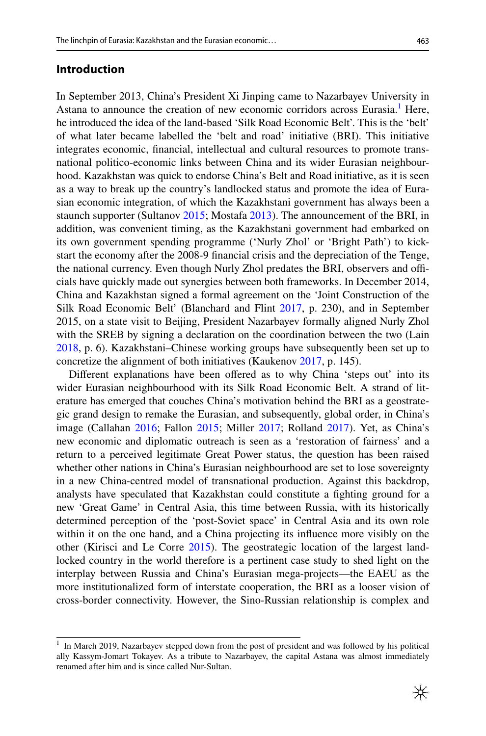## Introduction

In September 2013, China's President Xi Jinping came to Nazarbayev University in Astana to announce the creation of new economic corridors across Eurasia.[1] Here, he introduced the idea of the land-based 'Silk Road Economic Belt'. This is the 'belt' of what later became labelled the 'belt and road' initiative (BRI). This initiative integrates economic, financial, intellectual and cultural resources to promote transnational politico-economic links between China and its wider Eurasian neighbourhood. Kazakhstan was quick to endorse China's Belt and Road initiative, as it is seen as a way to break up the country's landlocked status and promote the idea of Eurasian economic integration, of which the Kazakhstani government has always been a staunch supporter (Sultanov 2015; Mostafa 2013). The announcement of the BRI, in addition, was convenient timing, as the Kazakhstani government had embarked on its own government spending programme ('Nurly Zhol' or 'Bright Path') to kickstart the economy after the 2008-9 financial crisis and the depreciation of the Tenge, the national currency. Even though Nurly Zhol predates the BRI, observers and officials have quickly made out synergies between both frameworks. In December 2014, China and Kazakhstan signed a formal agreement on the 'Joint Construction of the Silk Road Economic Belt' (Blanchard and Flint 2017, p. 230), and in September 2015, on a state visit to Beijing, President Nazarbayev formally aligned Nurly Zhol with the SREB by signing a declaration on the coordination between the two (Lain 2018, p. 6). Kazakhstani–Chinese working groups have subsequently been set up to concretize the alignment of both initiatives (Kaukenov 2017, p. 145).

Different explanations have been offered as to why China 'steps out' into its wider Eurasian neighbourhood with its Silk Road Economic Belt. A strand of literature has emerged that couches China's motivation behind the BRI as a geostrategic grand design to remake the Eurasian, and subsequently, global order, in China's image (Callahan 2016; Fallon 2015; Miller 2017; Rolland 2017). Yet, as China's new economic and diplomatic outreach is seen as a 'restoration of fairness' and a return to a perceived legitimate Great Power status, the question has been raised whether other nations in China's Eurasian neighbourhood are set to lose sovereignty in a new China-centred model of transnational production. Against this backdrop, analysts have speculated that Kazakhstan could constitute a fighting ground for a new 'Great Game' in Central Asia, this time between Russia, with its historically determined perception of the 'post-Soviet space' in Central Asia and its own role within it on the one hand, and a China projecting its influence more visibly on the other (Kirisci and Le Corre 2015). The geostrategic location of the largest landlocked country in the world therefore is a pertinent case study to shed light on the interplay between Russia and China's Eurasian mega-projects—the EAEU as the more institutionalized form of interstate cooperation, the BRI as a looser vision of cross-border connectivity. However, the Sino-Russian relationship is complex and

---

[1] In March 2019, Nazarbayev stepped down from the post of president and was followed by his political ally Kassym-Jomart Tokayev. As a tribute to Nazarbayev, the capital Astana was almost immediately renamed after him and is since called Nur-Sultan.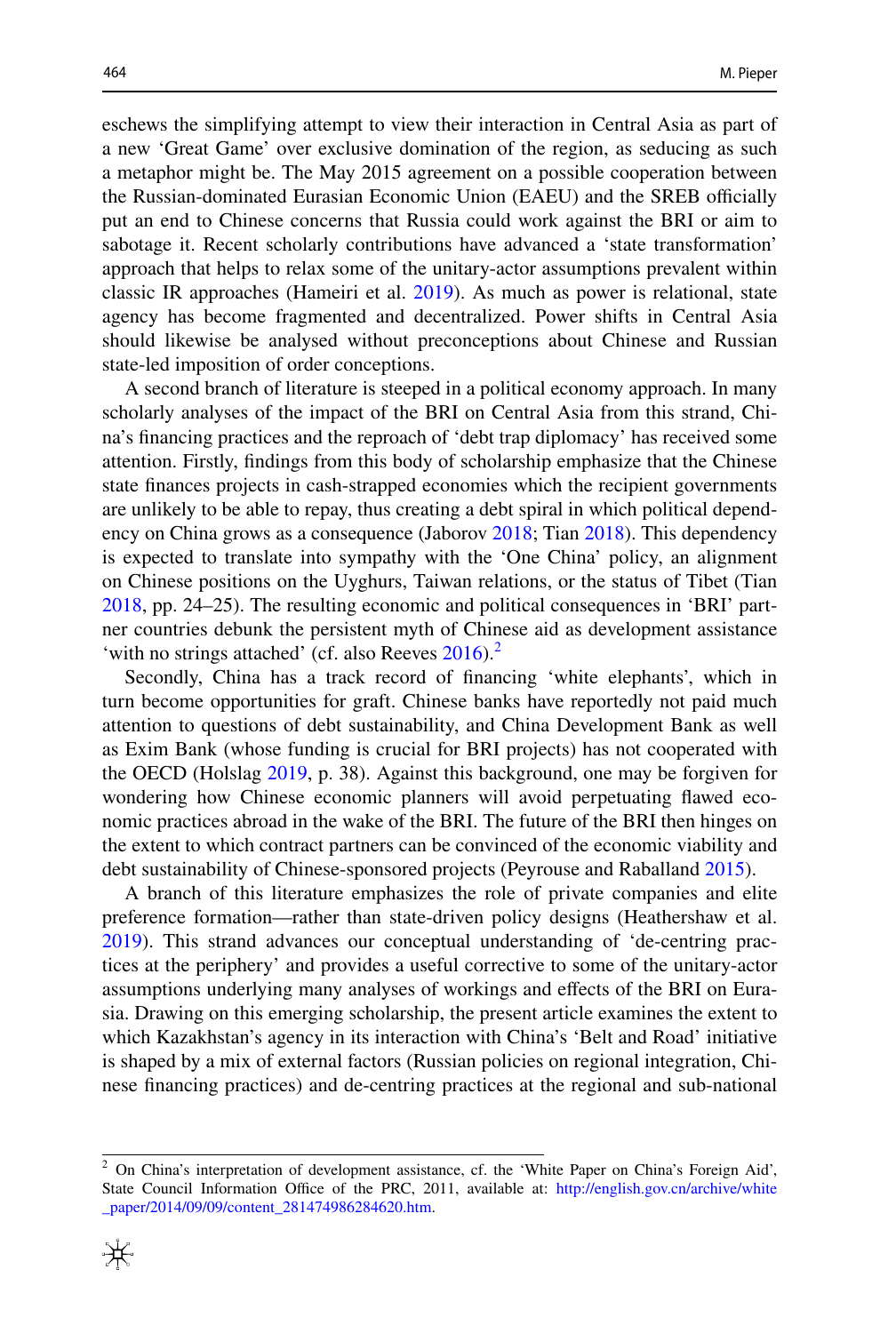eschews the simplifying attempt to view their interaction in Central Asia as part of a new 'Great Game' over exclusive domination of the region, as seducing as such a metaphor might be. The May 2015 agreement on a possible cooperation between the Russian-dominated Eurasian Economic Union (EAEU) and the SREB officially put an end to Chinese concerns that Russia could work against the BRI or aim to sabotage it. Recent scholarly contributions have advanced a 'state transformation' approach that helps to relax some of the unitary-actor assumptions prevalent within classic IR approaches (Hameiri et al. 2019). As much as power is relational, state agency has become fragmented and decentralized. Power shifts in Central Asia should likewise be analysed without preconceptions about Chinese and Russian state-led imposition of order conceptions.

A second branch of literature is steeped in a political economy approach. In many scholarly analyses of the impact of the BRI on Central Asia from this strand, China's financing practices and the reproach of 'debt trap diplomacy' has received some attention. Firstly, findings from this body of scholarship emphasize that the Chinese state finances projects in cash-strapped economies which the recipient governments are unlikely to be able to repay, thus creating a debt spiral in which political dependency on China grows as a consequence (Jaborov 2018; Tian 2018). This dependency is expected to translate into sympathy with the 'One China' policy, an alignment on Chinese positions on the Uyghurs, Taiwan relations, or the status of Tibet (Tian 2018, pp. 24–25). The resulting economic and political consequences in 'BRI' partner countries debunk the persistent myth of Chinese aid as development assistance 'with no strings attached' (cf. also Reeves 2016).[2]

Secondly, China has a track record of financing 'white elephants', which in turn become opportunities for graft. Chinese banks have reportedly not paid much attention to questions of debt sustainability, and China Development Bank as well as Exim Bank (whose funding is crucial for BRI projects) has not cooperated with the OECD (Holslag 2019, p. 38). Against this background, one may be forgiven for wondering how Chinese economic planners will avoid perpetuating flawed economic practices abroad in the wake of the BRI. The future of the BRI then hinges on the extent to which contract partners can be convinced of the economic viability and debt sustainability of Chinese-sponsored projects (Peyrouse and Raballand 2015).

A branch of this literature emphasizes the role of private companies and elite preference formation—rather than state-driven policy designs (Heathershaw et al. 2019). This strand advances our conceptual understanding of 'de-centring practices at the periphery' and provides a useful corrective to some of the unitary-actor assumptions underlying many analyses of workings and effects of the BRI on Eurasia. Drawing on this emerging scholarship, the present article examines the extent to which Kazakhstan's agency in its interaction with China's 'Belt and Road' initiative is shaped by a mix of external factors (Russian policies on regional integration, Chinese financing practices) and de-centring practices at the regional and sub-national

---

[2] On China's interpretation of development assistance, cf. the 'White Paper on China's Foreign Aid', State Council Information Office of the PRC, 2011, available at: http://english.gov.cn/archive/white_paper/2014/09/09/content_281474986284620.htm.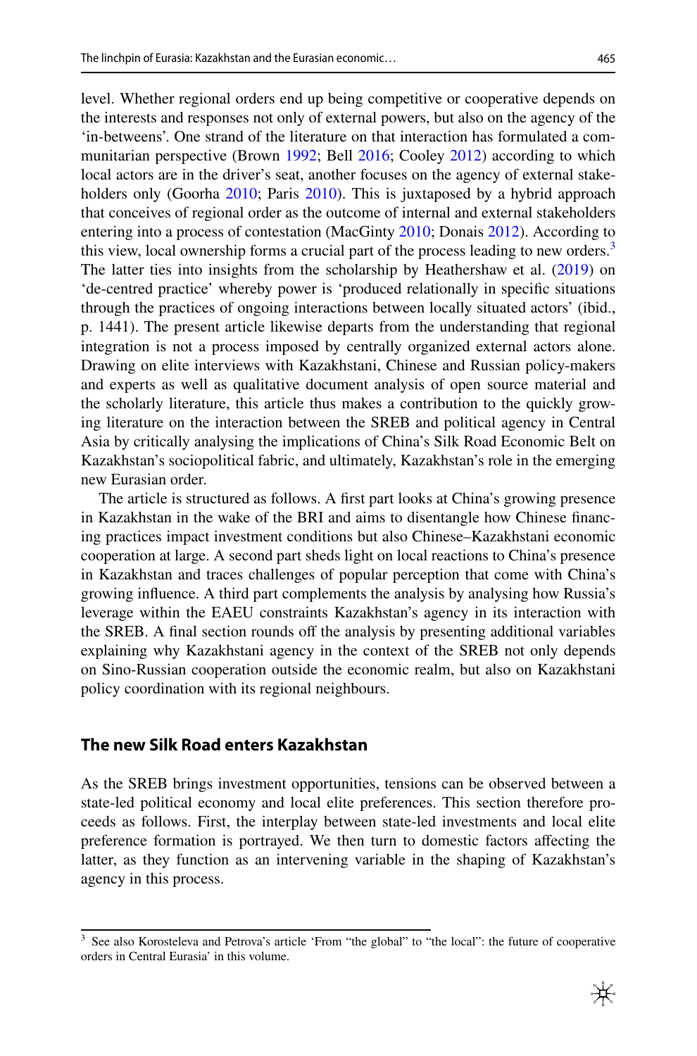level. Whether regional orders end up being competitive or cooperative depends on the interests and responses not only of external powers, but also on the agency of the 'in-betweens'. One strand of the literature on that interaction has formulated a communitarian perspective (Brown 1992; Bell 2016; Cooley 2012) according to which local actors are in the driver's seat, another focuses on the agency of external stakeholders only (Goorha 2010; Paris 2010). This is juxtaposed by a hybrid approach that conceives of regional order as the outcome of internal and external stakeholders entering into a process of contestation (MacGinty 2010; Donais 2012). According to this view, local ownership forms a crucial part of the process leading to new orders.[3] The latter ties into insights from the scholarship by Heathershaw et al. (2019) on 'de-centred practice' whereby power is 'produced relationally in specific situations through the practices of ongoing interactions between locally situated actors' (ibid., p. 1441). The present article likewise departs from the understanding that regional integration is not a process imposed by centrally organized external actors alone. Drawing on elite interviews with Kazakhstani, Chinese and Russian policy-makers and experts as well as qualitative document analysis of open source material and the scholarly literature, this article thus makes a contribution to the quickly growing literature on the interaction between the SREB and political agency in Central Asia by critically analysing the implications of China's Silk Road Economic Belt on Kazakhstan's sociopolitical fabric, and ultimately, Kazakhstan's role in the emerging new Eurasian order.

The article is structured as follows. A first part looks at China's growing presence in Kazakhstan in the wake of the BRI and aims to disentangle how Chinese financing practices impact investment conditions but also Chinese–Kazakhstani economic cooperation at large. A second part sheds light on local reactions to China's presence in Kazakhstan and traces challenges of popular perception that come with China's growing influence. A third part complements the analysis by analysing how Russia's leverage within the EAEU constraints Kazakhstan's agency in its interaction with the SREB. A final section rounds off the analysis by presenting additional variables explaining why Kazakhstani agency in the context of the SREB not only depends on Sino-Russian cooperation outside the economic realm, but also on Kazakhstani policy coordination with its regional neighbours.

## The new Silk Road enters Kazakhstan

As the SREB brings investment opportunities, tensions can be observed between a state-led political economy and local elite preferences. This section therefore proceeds as follows. First, the interplay between state-led investments and local elite preference formation is portrayed. We then turn to domestic factors affecting the latter, as they function as an intervening variable in the shaping of Kazakhstan's agency in this process.

---

[3] See also Korosteleva and Petrova's article 'From "the global" to "the local": the future of cooperative orders in Central Eurasia' in this volume.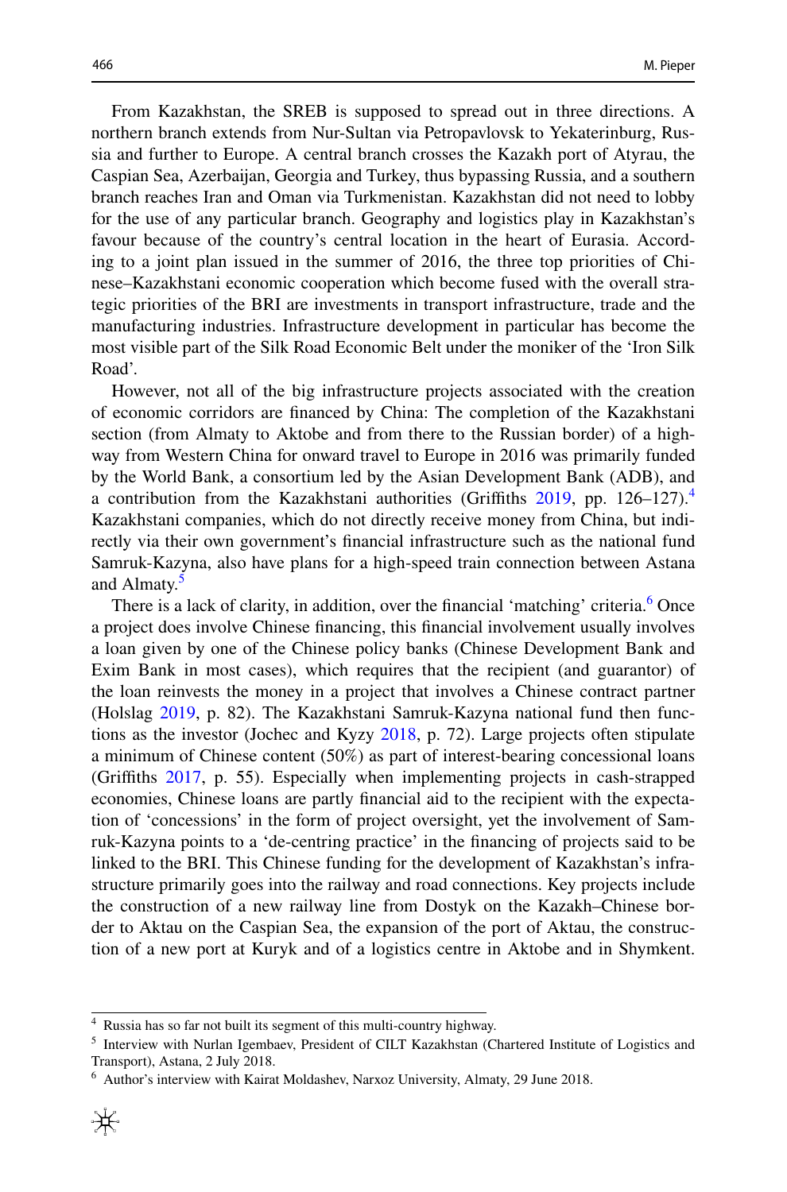From Kazakhstan, the SREB is supposed to spread out in three directions. A northern branch extends from Nur-Sultan via Petropavlovsk to Yekaterinburg, Russia and further to Europe. A central branch crosses the Kazakh port of Atyrau, the Caspian Sea, Azerbaijan, Georgia and Turkey, thus bypassing Russia, and a southern branch reaches Iran and Oman via Turkmenistan. Kazakhstan did not need to lobby for the use of any particular branch. Geography and logistics play in Kazakhstan's favour because of the country's central location in the heart of Eurasia. According to a joint plan issued in the summer of 2016, the three top priorities of Chinese–Kazakhstani economic cooperation which become fused with the overall strategic priorities of the BRI are investments in transport infrastructure, trade and the manufacturing industries. Infrastructure development in particular has become the most visible part of the Silk Road Economic Belt under the moniker of the 'Iron Silk Road'.

However, not all of the big infrastructure projects associated with the creation of economic corridors are financed by China: The completion of the Kazakhstani section (from Almaty to Aktobe and from there to the Russian border) of a highway from Western China for onward travel to Europe in 2016 was primarily funded by the World Bank, a consortium led by the Asian Development Bank (ADB), and a contribution from the Kazakhstani authorities (Griffiths 2019, pp. 126–127).[4] Kazakhstani companies, which do not directly receive money from China, but indirectly via their own government's financial infrastructure such as the national fund Samruk-Kazyna, also have plans for a high-speed train connection between Astana and Almaty.[5]

There is a lack of clarity, in addition, over the financial 'matching' criteria.[6] Once a project does involve Chinese financing, this financial involvement usually involves a loan given by one of the Chinese policy banks (Chinese Development Bank and Exim Bank in most cases), which requires that the recipient (and guarantor) of the loan reinvests the money in a project that involves a Chinese contract partner (Holslag 2019, p. 82). The Kazakhstani Samruk-Kazyna national fund then functions as the investor (Jochec and Kyzy 2018, p. 72). Large projects often stipulate a minimum of Chinese content (50%) as part of interest-bearing concessional loans (Griffiths 2017, p. 55). Especially when implementing projects in cash-strapped economies, Chinese loans are partly financial aid to the recipient with the expectation of 'concessions' in the form of project oversight, yet the involvement of Samruk-Kazyna points to a 'de-centring practice' in the financing of projects said to be linked to the BRI. This Chinese funding for the development of Kazakhstan's infrastructure primarily goes into the railway and road connections. Key projects include the construction of a new railway line from Dostyk on the Kazakh–Chinese border to Aktau on the Caspian Sea, the expansion of the port of Aktau, the construction of a new port at Kuryk and of a logistics centre in Aktobe and in Shymkent.

---

[4] Russia has so far not built its segment of this multi-country highway.

[5] Interview with Nurlan Igembaev, President of CILT Kazakhstan (Chartered Institute of Logistics and Transport), Astana, 2 July 2018.

[6] Author's interview with Kairat Moldashev, Narxoz University, Almaty, 29 June 2018.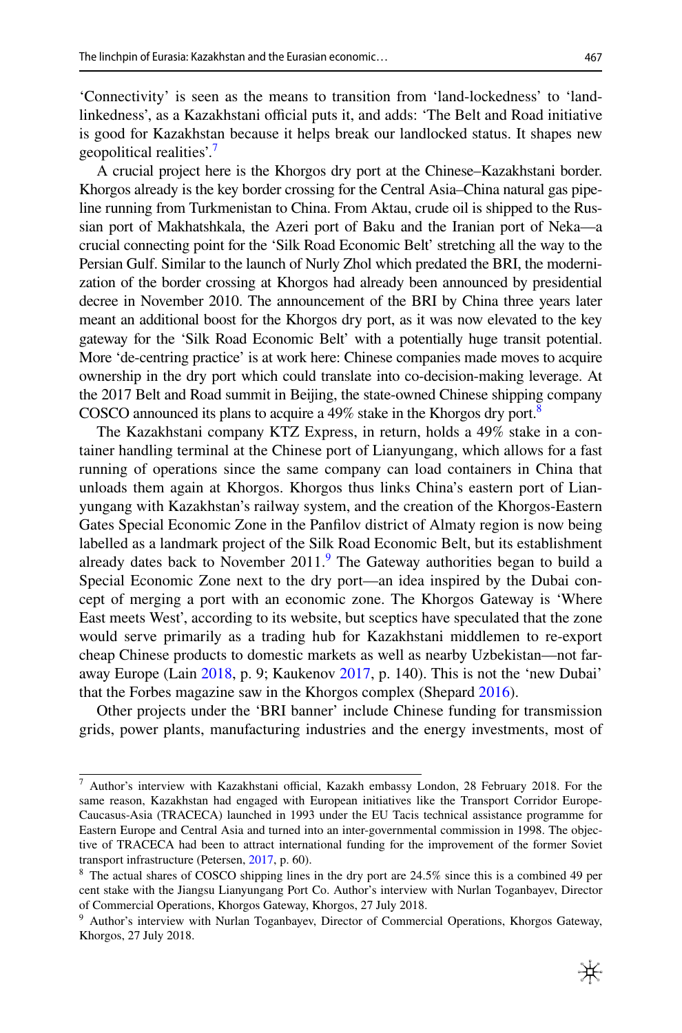'Connectivity' is seen as the means to transition from 'land-lockedness' to 'land-linkedness', as a Kazakhstani official puts it, and adds: 'The Belt and Road initiative is good for Kazakhstan because it helps break our landlocked status. It shapes new geopolitical realities'.[7]

A crucial project here is the Khorgos dry port at the Chinese–Kazakhstani border. Khorgos already is the key border crossing for the Central Asia–China natural gas pipeline running from Turkmenistan to China. From Aktau, crude oil is shipped to the Russian port of Makhatshkala, the Azeri port of Baku and the Iranian port of Neka—a crucial connecting point for the 'Silk Road Economic Belt' stretching all the way to the Persian Gulf. Similar to the launch of Nurly Zhol which predated the BRI, the modernization of the border crossing at Khorgos had already been announced by presidential decree in November 2010. The announcement of the BRI by China three years later meant an additional boost for the Khorgos dry port, as it was now elevated to the key gateway for the 'Silk Road Economic Belt' with a potentially huge transit potential. More 'de-centring practice' is at work here: Chinese companies made moves to acquire ownership in the dry port which could translate into co-decision-making leverage. At the 2017 Belt and Road summit in Beijing, the state-owned Chinese shipping company COSCO announced its plans to acquire a 49% stake in the Khorgos dry port.[8]

The Kazakhstani company KTZ Express, in return, holds a 49% stake in a container handling terminal at the Chinese port of Lianyungang, which allows for a fast running of operations since the same company can load containers in China that unloads them again at Khorgos. Khorgos thus links China's eastern port of Lianyungang with Kazakhstan's railway system, and the creation of the Khorgos-Eastern Gates Special Economic Zone in the Panfilov district of Almaty region is now being labelled as a landmark project of the Silk Road Economic Belt, but its establishment already dates back to November 2011.[9] The Gateway authorities began to build a Special Economic Zone next to the dry port—an idea inspired by the Dubai concept of merging a port with an economic zone. The Khorgos Gateway is 'Where East meets West', according to its website, but sceptics have speculated that the zone would serve primarily as a trading hub for Kazakhstani middlemen to re-export cheap Chinese products to domestic markets as well as nearby Uzbekistan—not faraway Europe (Lain 2018, p. 9; Kaukenov 2017, p. 140). This is not the 'new Dubai' that the Forbes magazine saw in the Khorgos complex (Shepard 2016).

Other projects under the 'BRI banner' include Chinese funding for transmission grids, power plants, manufacturing industries and the energy investments, most of

---

[7] Author's interview with Kazakhstani official, Kazakh embassy London, 28 February 2018. For the same reason, Kazakhstan had engaged with European initiatives like the Transport Corridor Europe-Caucasus-Asia (TRACECA) launched in 1993 under the EU Tacis technical assistance programme for Eastern Europe and Central Asia and turned into an inter-governmental commission in 1998. The objective of TRACECA had been to attract international funding for the improvement of the former Soviet transport infrastructure (Petersen, 2017, p. 60).

[8] The actual shares of COSCO shipping lines in the dry port are 24.5% since this is a combined 49 per cent stake with the Jiangsu Lianyungang Port Co. Author's interview with Nurlan Toganbayev, Director of Commercial Operations, Khorgos Gateway, Khorgos, 27 July 2018.

[9] Author's interview with Nurlan Toganbayev, Director of Commercial Operations, Khorgos Gateway, Khorgos, 27 July 2018.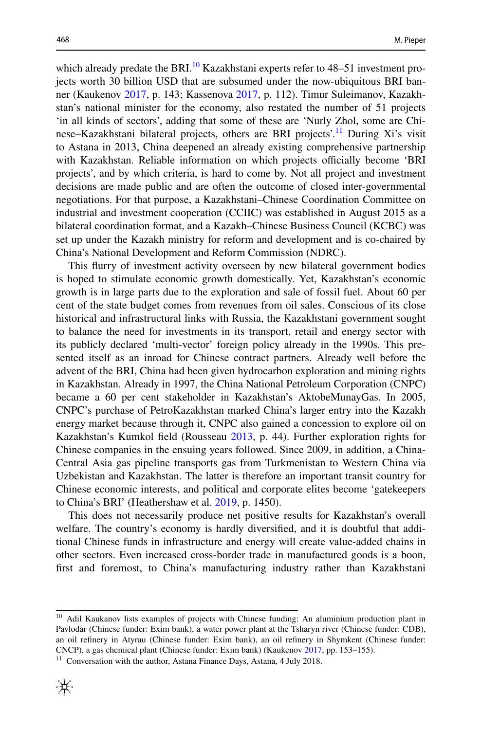which already predate the BRI.[10] Kazakhstani experts refer to 48–51 investment projects worth 30 billion USD that are subsumed under the now-ubiquitous BRI banner (Kaukenov 2017, p. 143; Kassenova 2017, p. 112). Timur Suleimanov, Kazakhstan's national minister for the economy, also restated the number of 51 projects 'in all kinds of sectors', adding that some of these are 'Nurly Zhol, some are Chinese–Kazakhstani bilateral projects, others are BRI projects'.[11] During Xi's visit to Astana in 2013, China deepened an already existing comprehensive partnership with Kazakhstan. Reliable information on which projects officially become 'BRI projects', and by which criteria, is hard to come by. Not all project and investment decisions are made public and are often the outcome of closed inter-governmental negotiations. For that purpose, a Kazakhstani–Chinese Coordination Committee on industrial and investment cooperation (CCIIC) was established in August 2015 as a bilateral coordination format, and a Kazakh–Chinese Business Council (KCBC) was set up under the Kazakh ministry for reform and development and is co-chaired by China's National Development and Reform Commission (NDRC).

This flurry of investment activity overseen by new bilateral government bodies is hoped to stimulate economic growth domestically. Yet, Kazakhstan's economic growth is in large parts due to the exploration and sale of fossil fuel. About 60 per cent of the state budget comes from revenues from oil sales. Conscious of its close historical and infrastructural links with Russia, the Kazakhstani government sought to balance the need for investments in its transport, retail and energy sector with its publicly declared 'multi-vector' foreign policy already in the 1990s. This presented itself as an inroad for Chinese contract partners. Already well before the advent of the BRI, China had been given hydrocarbon exploration and mining rights in Kazakhstan. Already in 1997, the China National Petroleum Corporation (CNPC) became a 60 per cent stakeholder in Kazakhstan's AktobeMunayGas. In 2005, CNPC's purchase of PetroKazakhstan marked China's larger entry into the Kazakh energy market because through it, CNPC also gained a concession to explore oil on Kazakhstan's Kumkol field (Rousseau 2013, p. 44). Further exploration rights for Chinese companies in the ensuing years followed. Since 2009, in addition, a China-Central Asia gas pipeline transports gas from Turkmenistan to Western China via Uzbekistan and Kazakhstan. The latter is therefore an important transit country for Chinese economic interests, and political and corporate elites become 'gatekeepers to China's BRI' (Heathershaw et al. 2019, p. 1450).

This does not necessarily produce net positive results for Kazakhstan's overall welfare. The country's economy is hardly diversified, and it is doubtful that additional Chinese funds in infrastructure and energy will create value-added chains in other sectors. Even increased cross-border trade in manufactured goods is a boon, first and foremost, to China's manufacturing industry rather than Kazakhstani

[10] Adil Kaukanov lists examples of projects with Chinese funding: An aluminium production plant in Pavlodar (Chinese funder: Exim bank), a water power plant at the Tsharyn river (Chinese funder: CDB), an oil refinery in Atyrau (Chinese funder: Exim bank), an oil refinery in Shymkent (Chinese funder: CNCP), a gas chemical plant (Chinese funder: Exim bank) (Kaukenov 2017, pp. 153–155).

[11] Conversation with the author, Astana Finance Days, Astana, 4 July 2018.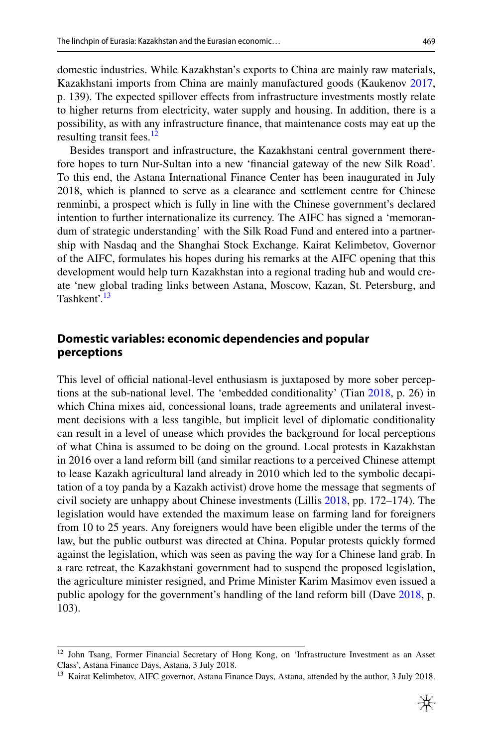domestic industries. While Kazakhstan's exports to China are mainly raw materials, Kazakhstani imports from China are mainly manufactured goods (Kaukenov 2017, p. 139). The expected spillover effects from infrastructure investments mostly relate to higher returns from electricity, water supply and housing. In addition, there is a possibility, as with any infrastructure finance, that maintenance costs may eat up the resulting transit fees.[12]

Besides transport and infrastructure, the Kazakhstani central government therefore hopes to turn Nur-Sultan into a new 'financial gateway of the new Silk Road'. To this end, the Astana International Finance Center has been inaugurated in July 2018, which is planned to serve as a clearance and settlement centre for Chinese renminbi, a prospect which is fully in line with the Chinese government's declared intention to further internationalize its currency. The AIFC has signed a 'memorandum of strategic understanding' with the Silk Road Fund and entered into a partnership with Nasdaq and the Shanghai Stock Exchange. Kairat Kelimbetov, Governor of the AIFC, formulates his hopes during his remarks at the AIFC opening that this development would help turn Kazakhstan into a regional trading hub and would create 'new global trading links between Astana, Moscow, Kazan, St. Petersburg, and Tashkent'.[13]

## Domestic variables: economic dependencies and popular perceptions

This level of official national-level enthusiasm is juxtaposed by more sober perceptions at the sub-national level. The 'embedded conditionality' (Tian 2018, p. 26) in which China mixes aid, concessional loans, trade agreements and unilateral investment decisions with a less tangible, but implicit level of diplomatic conditionality can result in a level of unease which provides the background for local perceptions of what China is assumed to be doing on the ground. Local protests in Kazakhstan in 2016 over a land reform bill (and similar reactions to a perceived Chinese attempt to lease Kazakh agricultural land already in 2010 which led to the symbolic decapitation of a toy panda by a Kazakh activist) drove home the message that segments of civil society are unhappy about Chinese investments (Lillis 2018, pp. 172–174). The legislation would have extended the maximum lease on farming land for foreigners from 10 to 25 years. Any foreigners would have been eligible under the terms of the law, but the public outburst was directed at China. Popular protests quickly formed against the legislation, which was seen as paving the way for a Chinese land grab. In a rare retreat, the Kazakhstani government had to suspend the proposed legislation, the agriculture minister resigned, and Prime Minister Karim Masimov even issued a public apology for the government's handling of the land reform bill (Dave 2018, p. 103).

---

[12] John Tsang, Former Financial Secretary of Hong Kong, on 'Infrastructure Investment as an Asset Class', Astana Finance Days, Astana, 3 July 2018.

[13] Kairat Kelimbetov, AIFC governor, Astana Finance Days, Astana, attended by the author, 3 July 2018.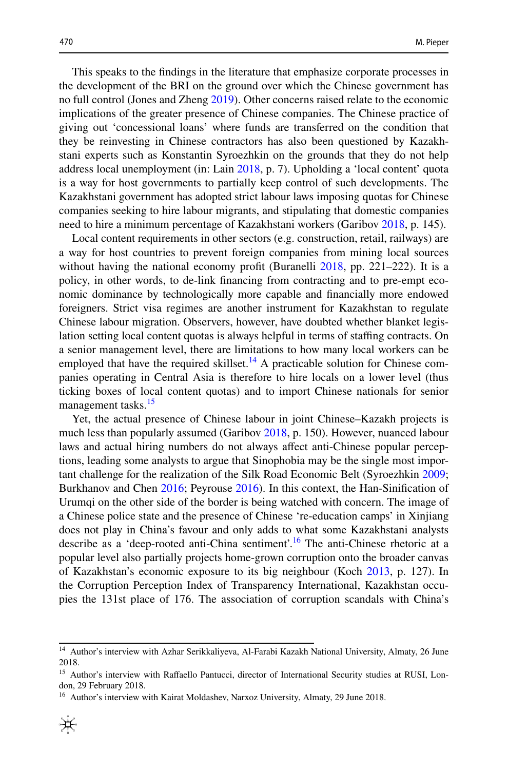This speaks to the findings in the literature that emphasize corporate processes in the development of the BRI on the ground over which the Chinese government has no full control (Jones and Zheng 2019). Other concerns raised relate to the economic implications of the greater presence of Chinese companies. The Chinese practice of giving out 'concessional loans' where funds are transferred on the condition that they be reinvesting in Chinese contractors has also been questioned by Kazakhstani experts such as Konstantin Syroezhkin on the grounds that they do not help address local unemployment (in: Lain 2018, p. 7). Upholding a 'local content' quota is a way for host governments to partially keep control of such developments. The Kazakhstani government has adopted strict labour laws imposing quotas for Chinese companies seeking to hire labour migrants, and stipulating that domestic companies need to hire a minimum percentage of Kazakhstani workers (Garibov 2018, p. 145).

Local content requirements in other sectors (e.g. construction, retail, railways) are a way for host countries to prevent foreign companies from mining local sources without having the national economy profit (Buranelli 2018, pp. 221–222). It is a policy, in other words, to de-link financing from contracting and to pre-empt economic dominance by technologically more capable and financially more endowed foreigners. Strict visa regimes are another instrument for Kazakhstan to regulate Chinese labour migration. Observers, however, have doubted whether blanket legislation setting local content quotas is always helpful in terms of staffing contracts. On a senior management level, there are limitations to how many local workers can be employed that have the required skillset.[14] A practicable solution for Chinese companies operating in Central Asia is therefore to hire locals on a lower level (thus ticking boxes of local content quotas) and to import Chinese nationals for senior management tasks.[15]

Yet, the actual presence of Chinese labour in joint Chinese–Kazakh projects is much less than popularly assumed (Garibov 2018, p. 150). However, nuanced labour laws and actual hiring numbers do not always affect anti-Chinese popular perceptions, leading some analysts to argue that Sinophobia may be the single most important challenge for the realization of the Silk Road Economic Belt (Syroezhkin 2009; Burkhanov and Chen 2016; Peyrouse 2016). In this context, the Han-Sinification of Urumqi on the other side of the border is being watched with concern. The image of a Chinese police state and the presence of Chinese 're-education camps' in Xinjiang does not play in China's favour and only adds to what some Kazakhstani analysts describe as a 'deep-rooted anti-China sentiment'.[16] The anti-Chinese rhetoric at a popular level also partially projects home-grown corruption onto the broader canvas of Kazakhstan's economic exposure to its big neighbour (Koch 2013, p. 127). In the Corruption Perception Index of Transparency International, Kazakhstan occupies the 131st place of 176. The association of corruption scandals with China's

---

[14] Author's interview with Azhar Serikkaliyeva, Al-Farabi Kazakh National University, Almaty, 26 June 2018.

[15] Author's interview with Raffaello Pantucci, director of International Security studies at RUSI, London, 29 February 2018.

[16] Author's interview with Kairat Moldashev, Narxoz University, Almaty, 29 June 2018.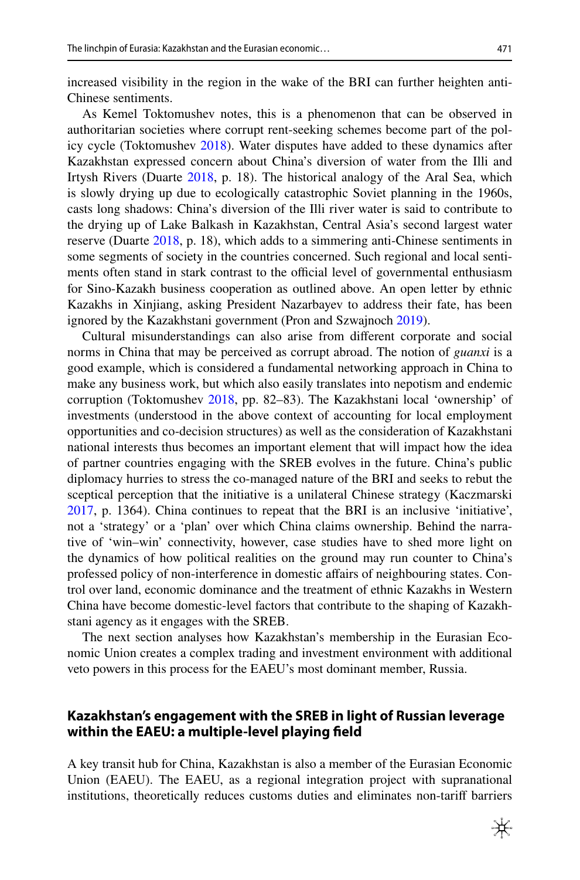increased visibility in the region in the wake of the BRI can further heighten anti-Chinese sentiments.

As Kemel Toktomushev notes, this is a phenomenon that can be observed in authoritarian societies where corrupt rent-seeking schemes become part of the policy cycle (Toktomushev 2018). Water disputes have added to these dynamics after Kazakhstan expressed concern about China's diversion of water from the Illi and Irtysh Rivers (Duarte 2018, p. 18). The historical analogy of the Aral Sea, which is slowly drying up due to ecologically catastrophic Soviet planning in the 1960s, casts long shadows: China's diversion of the Illi river water is said to contribute to the drying up of Lake Balkash in Kazakhstan, Central Asia's second largest water reserve (Duarte 2018, p. 18), which adds to a simmering anti-Chinese sentiments in some segments of society in the countries concerned. Such regional and local sentiments often stand in stark contrast to the official level of governmental enthusiasm for Sino-Kazakh business cooperation as outlined above. An open letter by ethnic Kazakhs in Xinjiang, asking President Nazarbayev to address their fate, has been ignored by the Kazakhstani government (Pron and Szwajnoch 2019).

Cultural misunderstandings can also arise from different corporate and social norms in China that may be perceived as corrupt abroad. The notion of *guanxi* is a good example, which is considered a fundamental networking approach in China to make any business work, but which also easily translates into nepotism and endemic corruption (Toktomushev 2018, pp. 82–83). The Kazakhstani local 'ownership' of investments (understood in the above context of accounting for local employment opportunities and co-decision structures) as well as the consideration of Kazakhstani national interests thus becomes an important element that will impact how the idea of partner countries engaging with the SREB evolves in the future. China's public diplomacy hurries to stress the co-managed nature of the BRI and seeks to rebut the sceptical perception that the initiative is a unilateral Chinese strategy (Kaczmarski 2017, p. 1364). China continues to repeat that the BRI is an inclusive 'initiative', not a 'strategy' or a 'plan' over which China claims ownership. Behind the narrative of 'win–win' connectivity, however, case studies have to shed more light on the dynamics of how political realities on the ground may run counter to China's professed policy of non-interference in domestic affairs of neighbouring states. Control over land, economic dominance and the treatment of ethnic Kazakhs in Western China have become domestic-level factors that contribute to the shaping of Kazakhstani agency as it engages with the SREB.

The next section analyses how Kazakhstan's membership in the Eurasian Economic Union creates a complex trading and investment environment with additional veto powers in this process for the EAEU's most dominant member, Russia.

## Kazakhstan's engagement with the SREB in light of Russian leverage within the EAEU: a multiple-level playing field

A key transit hub for China, Kazakhstan is also a member of the Eurasian Economic Union (EAEU). The EAEU, as a regional integration project with supranational institutions, theoretically reduces customs duties and eliminates non-tariff barriers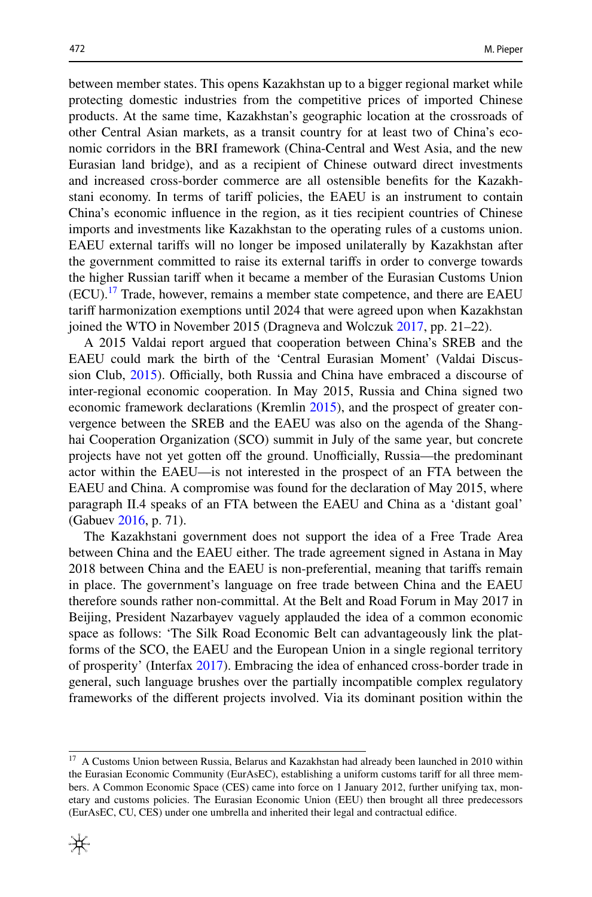between member states. This opens Kazakhstan up to a bigger regional market while protecting domestic industries from the competitive prices of imported Chinese products. At the same time, Kazakhstan's geographic location at the crossroads of other Central Asian markets, as a transit country for at least two of China's economic corridors in the BRI framework (China-Central and West Asia, and the new Eurasian land bridge), and as a recipient of Chinese outward direct investments and increased cross-border commerce are all ostensible benefits for the Kazakhstani economy. In terms of tariff policies, the EAEU is an instrument to contain China's economic influence in the region, as it ties recipient countries of Chinese imports and investments like Kazakhstan to the operating rules of a customs union. EAEU external tariffs will no longer be imposed unilaterally by Kazakhstan after the government committed to raise its external tariffs in order to converge towards the higher Russian tariff when it became a member of the Eurasian Customs Union (ECU).[17] Trade, however, remains a member state competence, and there are EAEU tariff harmonization exemptions until 2024 that were agreed upon when Kazakhstan joined the WTO in November 2015 (Dragneva and Wolczuk 2017, pp. 21–22).

A 2015 Valdai report argued that cooperation between China's SREB and the EAEU could mark the birth of the 'Central Eurasian Moment' (Valdai Discussion Club, 2015). Officially, both Russia and China have embraced a discourse of inter-regional economic cooperation. In May 2015, Russia and China signed two economic framework declarations (Kremlin 2015), and the prospect of greater convergence between the SREB and the EAEU was also on the agenda of the Shanghai Cooperation Organization (SCO) summit in July of the same year, but concrete projects have not yet gotten off the ground. Unofficially, Russia—the predominant actor within the EAEU—is not interested in the prospect of an FTA between the EAEU and China. A compromise was found for the declaration of May 2015, where paragraph II.4 speaks of an FTA between the EAEU and China as a 'distant goal' (Gabuev 2016, p. 71).

The Kazakhstani government does not support the idea of a Free Trade Area between China and the EAEU either. The trade agreement signed in Astana in May 2018 between China and the EAEU is non-preferential, meaning that tariffs remain in place. The government's language on free trade between China and the EAEU therefore sounds rather non-committal. At the Belt and Road Forum in May 2017 in Beijing, President Nazarbayev vaguely applauded the idea of a common economic space as follows: 'The Silk Road Economic Belt can advantageously link the platforms of the SCO, the EAEU and the European Union in a single regional territory of prosperity' (Interfax 2017). Embracing the idea of enhanced cross-border trade in general, such language brushes over the partially incompatible complex regulatory frameworks of the different projects involved. Via its dominant position within the

[17] A Customs Union between Russia, Belarus and Kazakhstan had already been launched in 2010 within the Eurasian Economic Community (EurAsEC), establishing a uniform customs tariff for all three members. A Common Economic Space (CES) came into force on 1 January 2012, further unifying tax, monetary and customs policies. The Eurasian Economic Union (EEU) then brought all three predecessors (EurAsEC, CU, CES) under one umbrella and inherited their legal and contractual edifice.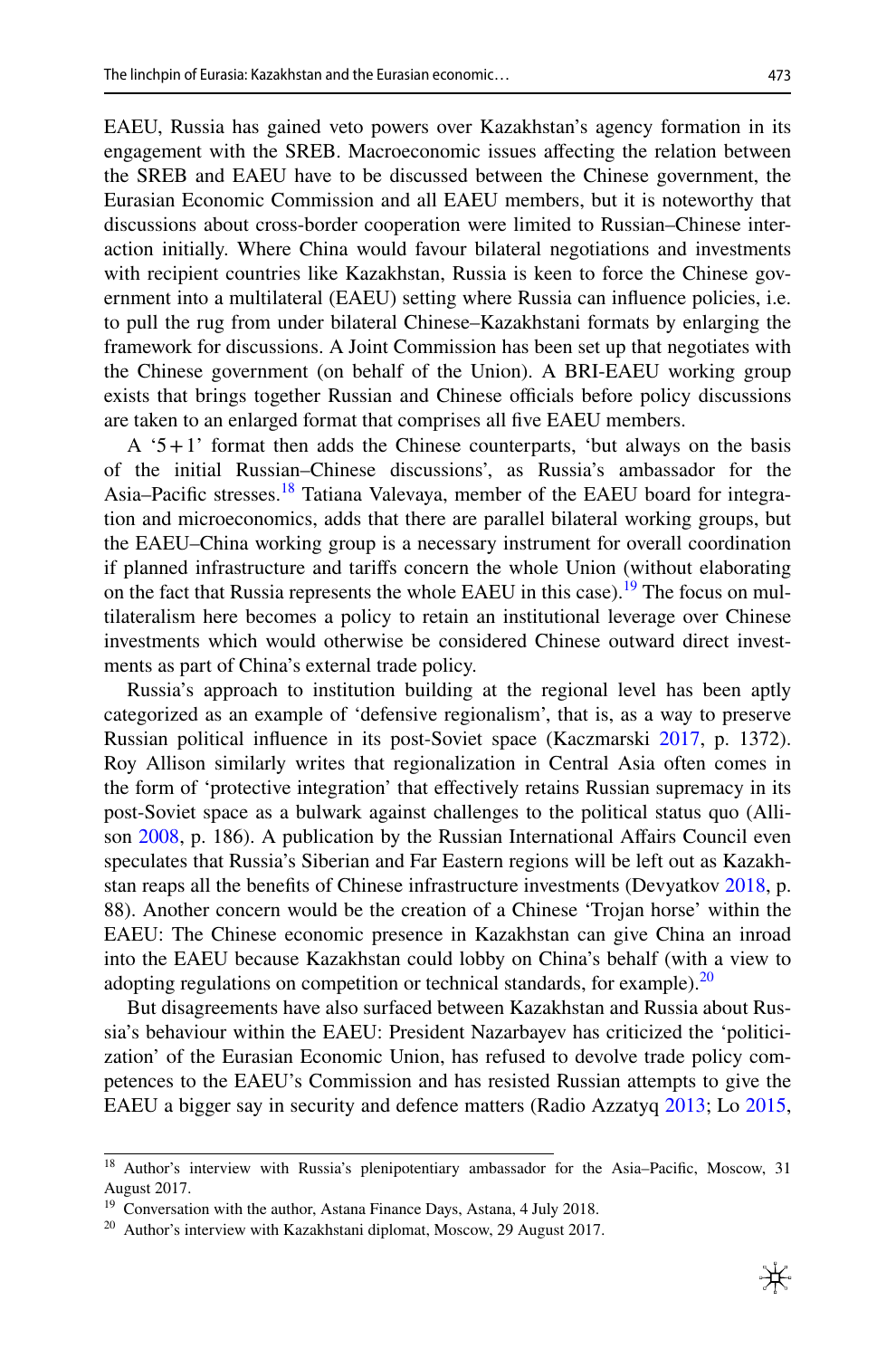EAEU, Russia has gained veto powers over Kazakhstan's agency formation in its engagement with the SREB. Macroeconomic issues affecting the relation between the SREB and EAEU have to be discussed between the Chinese government, the Eurasian Economic Commission and all EAEU members, but it is noteworthy that discussions about cross-border cooperation were limited to Russian–Chinese interaction initially. Where China would favour bilateral negotiations and investments with recipient countries like Kazakhstan, Russia is keen to force the Chinese government into a multilateral (EAEU) setting where Russia can influence policies, i.e. to pull the rug from under bilateral Chinese–Kazakhstani formats by enlarging the framework for discussions. A Joint Commission has been set up that negotiates with the Chinese government (on behalf of the Union). A BRI-EAEU working group exists that brings together Russian and Chinese officials before policy discussions are taken to an enlarged format that comprises all five EAEU members.

A '5+1' format then adds the Chinese counterparts, 'but always on the basis of the initial Russian–Chinese discussions', as Russia's ambassador for the Asia–Pacific stresses.[18] Tatiana Valevaya, member of the EAEU board for integration and microeconomics, adds that there are parallel bilateral working groups, but the EAEU–China working group is a necessary instrument for overall coordination if planned infrastructure and tariffs concern the whole Union (without elaborating on the fact that Russia represents the whole EAEU in this case).[19] The focus on multilateralism here becomes a policy to retain an institutional leverage over Chinese investments which would otherwise be considered Chinese outward direct investments as part of China's external trade policy.

Russia's approach to institution building at the regional level has been aptly categorized as an example of 'defensive regionalism', that is, as a way to preserve Russian political influence in its post-Soviet space (Kaczmarski 2017, p. 1372). Roy Allison similarly writes that regionalization in Central Asia often comes in the form of 'protective integration' that effectively retains Russian supremacy in its post-Soviet space as a bulwark against challenges to the political status quo (Allison 2008, p. 186). A publication by the Russian International Affairs Council even speculates that Russia's Siberian and Far Eastern regions will be left out as Kazakhstan reaps all the benefits of Chinese infrastructure investments (Devyatkov 2018, p. 88). Another concern would be the creation of a Chinese 'Trojan horse' within the EAEU: The Chinese economic presence in Kazakhstan can give China an inroad into the EAEU because Kazakhstan could lobby on China's behalf (with a view to adopting regulations on competition or technical standards, for example).[20]

But disagreements have also surfaced between Kazakhstan and Russia about Russia's behaviour within the EAEU: President Nazarbayev has criticized the 'politicization' of the Eurasian Economic Union, has refused to devolve trade policy competences to the EAEU's Commission and has resisted Russian attempts to give the EAEU a bigger say in security and defence matters (Radio Azzatyq 2013; Lo 2015,

---

[18] Author's interview with Russia's plenipotentiary ambassador for the Asia–Pacific, Moscow, 31 August 2017.

[19] Conversation with the author, Astana Finance Days, Astana, 4 July 2018.

[20] Author's interview with Kazakhstani diplomat, Moscow, 29 August 2017.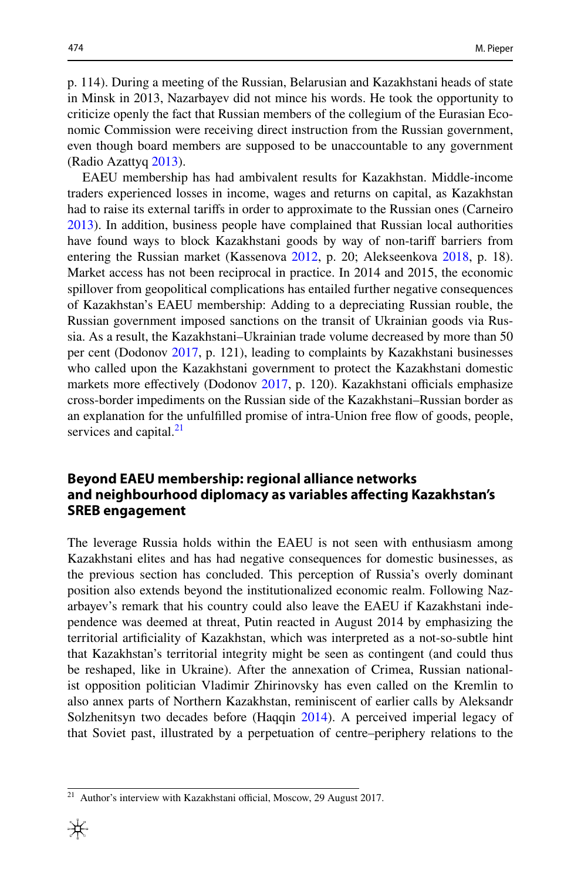p. 114). During a meeting of the Russian, Belarusian and Kazakhstani heads of state in Minsk in 2013, Nazarbayev did not mince his words. He took the opportunity to criticize openly the fact that Russian members of the collegium of the Eurasian Economic Commission were receiving direct instruction from the Russian government, even though board members are supposed to be unaccountable to any government (Radio Azattyq 2013).

EAEU membership has had ambivalent results for Kazakhstan. Middle-income traders experienced losses in income, wages and returns on capital, as Kazakhstan had to raise its external tariffs in order to approximate to the Russian ones (Carneiro 2013). In addition, business people have complained that Russian local authorities have found ways to block Kazakhstani goods by way of non-tariff barriers from entering the Russian market (Kassenova 2012, p. 20; Alekseenkova 2018, p. 18). Market access has not been reciprocal in practice. In 2014 and 2015, the economic spillover from geopolitical complications has entailed further negative consequences of Kazakhstan's EAEU membership: Adding to a depreciating Russian rouble, the Russian government imposed sanctions on the transit of Ukrainian goods via Russia. As a result, the Kazakhstani–Ukrainian trade volume decreased by more than 50 per cent (Dodonov 2017, p. 121), leading to complaints by Kazakhstani businesses who called upon the Kazakhstani government to protect the Kazakhstani domestic markets more effectively (Dodonov 2017, p. 120). Kazakhstani officials emphasize cross-border impediments on the Russian side of the Kazakhstani–Russian border as an explanation for the unfulfilled promise of intra-Union free flow of goods, people, services and capital.[21]

## Beyond EAEU membership: regional alliance networks and neighbourhood diplomacy as variables affecting Kazakhstan's SREB engagement

The leverage Russia holds within the EAEU is not seen with enthusiasm among Kazakhstani elites and has had negative consequences for domestic businesses, as the previous section has concluded. This perception of Russia's overly dominant position also extends beyond the institutionalized economic realm. Following Nazarbayev's remark that his country could also leave the EAEU if Kazakhstani independence was deemed at threat, Putin reacted in August 2014 by emphasizing the territorial artificiality of Kazakhstan, which was interpreted as a not-so-subtle hint that Kazakhstan's territorial integrity might be seen as contingent (and could thus be reshaped, like in Ukraine). After the annexation of Crimea, Russian nationalist opposition politician Vladimir Zhirinovsky has even called on the Kremlin to also annex parts of Northern Kazakhstan, reminiscent of earlier calls by Aleksandr Solzhenitsyn two decades before (Haqqin 2014). A perceived imperial legacy of that Soviet past, illustrated by a perpetuation of centre–periphery relations to the

[21] Author's interview with Kazakhstani official, Moscow, 29 August 2017.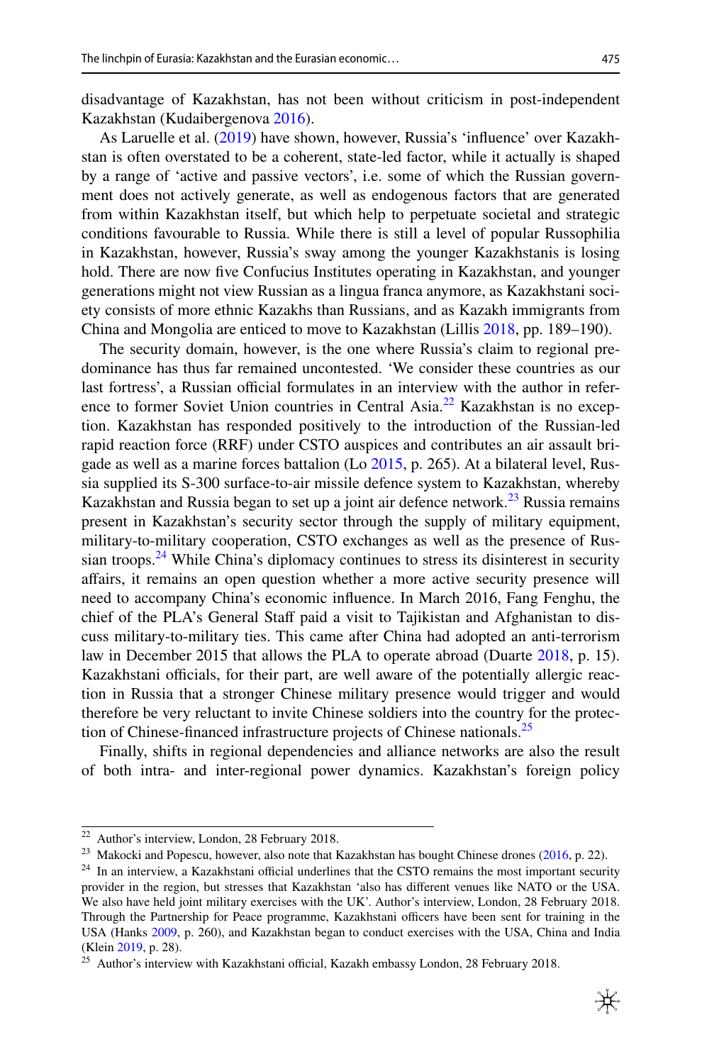disadvantage of Kazakhstan, has not been without criticism in post-independent Kazakhstan (Kudaibergenova 2016).

As Laruelle et al. (2019) have shown, however, Russia's 'influence' over Kazakhstan is often overstated to be a coherent, state-led factor, while it actually is shaped by a range of 'active and passive vectors', i.e. some of which the Russian government does not actively generate, as well as endogenous factors that are generated from within Kazakhstan itself, but which help to perpetuate societal and strategic conditions favourable to Russia. While there is still a level of popular Russophilia in Kazakhstan, however, Russia's sway among the younger Kazakhstanis is losing hold. There are now five Confucius Institutes operating in Kazakhstan, and younger generations might not view Russian as a lingua franca anymore, as Kazakhstani society consists of more ethnic Kazakhs than Russians, and as Kazakh immigrants from China and Mongolia are enticed to move to Kazakhstan (Lillis 2018, pp. 189–190).

The security domain, however, is the one where Russia's claim to regional predominance has thus far remained uncontested. 'We consider these countries as our last fortress', a Russian official formulates in an interview with the author in reference to former Soviet Union countries in Central Asia.[22] Kazakhstan is no exception. Kazakhstan has responded positively to the introduction of the Russian-led rapid reaction force (RRF) under CSTO auspices and contributes an air assault brigade as well as a marine forces battalion (Lo 2015, p. 265). At a bilateral level, Russia supplied its S-300 surface-to-air missile defence system to Kazakhstan, whereby Kazakhstan and Russia began to set up a joint air defence network.[23] Russia remains present in Kazakhstan's security sector through the supply of military equipment, military-to-military cooperation, CSTO exchanges as well as the presence of Russian troops.[24] While China's diplomacy continues to stress its disinterest in security affairs, it remains an open question whether a more active security presence will need to accompany China's economic influence. In March 2016, Fang Fenghu, the chief of the PLA's General Staff paid a visit to Tajikistan and Afghanistan to discuss military-to-military ties. This came after China had adopted an anti-terrorism law in December 2015 that allows the PLA to operate abroad (Duarte 2018, p. 15). Kazakhstani officials, for their part, are well aware of the potentially allergic reaction in Russia that a stronger Chinese military presence would trigger and would therefore be very reluctant to invite Chinese soldiers into the country for the protection of Chinese-financed infrastructure projects of Chinese nationals.[25]

Finally, shifts in regional dependencies and alliance networks are also the result of both intra- and inter-regional power dynamics. Kazakhstan's foreign policy

---

[22] Author's interview, London, 28 February 2018.

[23] Makocki and Popescu, however, also note that Kazakhstan has bought Chinese drones (2016, p. 22).

[24] In an interview, a Kazakhstani official underlines that the CSTO remains the most important security provider in the region, but stresses that Kazakhstan 'also has different venues like NATO or the USA. We also have held joint military exercises with the UK'. Author's interview, London, 28 February 2018. Through the Partnership for Peace programme, Kazakhstani officers have been sent for training in the USA (Hanks 2009, p. 260), and Kazakhstan began to conduct exercises with the USA, China and India (Klein 2019, p. 28).

[25] Author's interview with Kazakhstani official, Kazakh embassy London, 28 February 2018.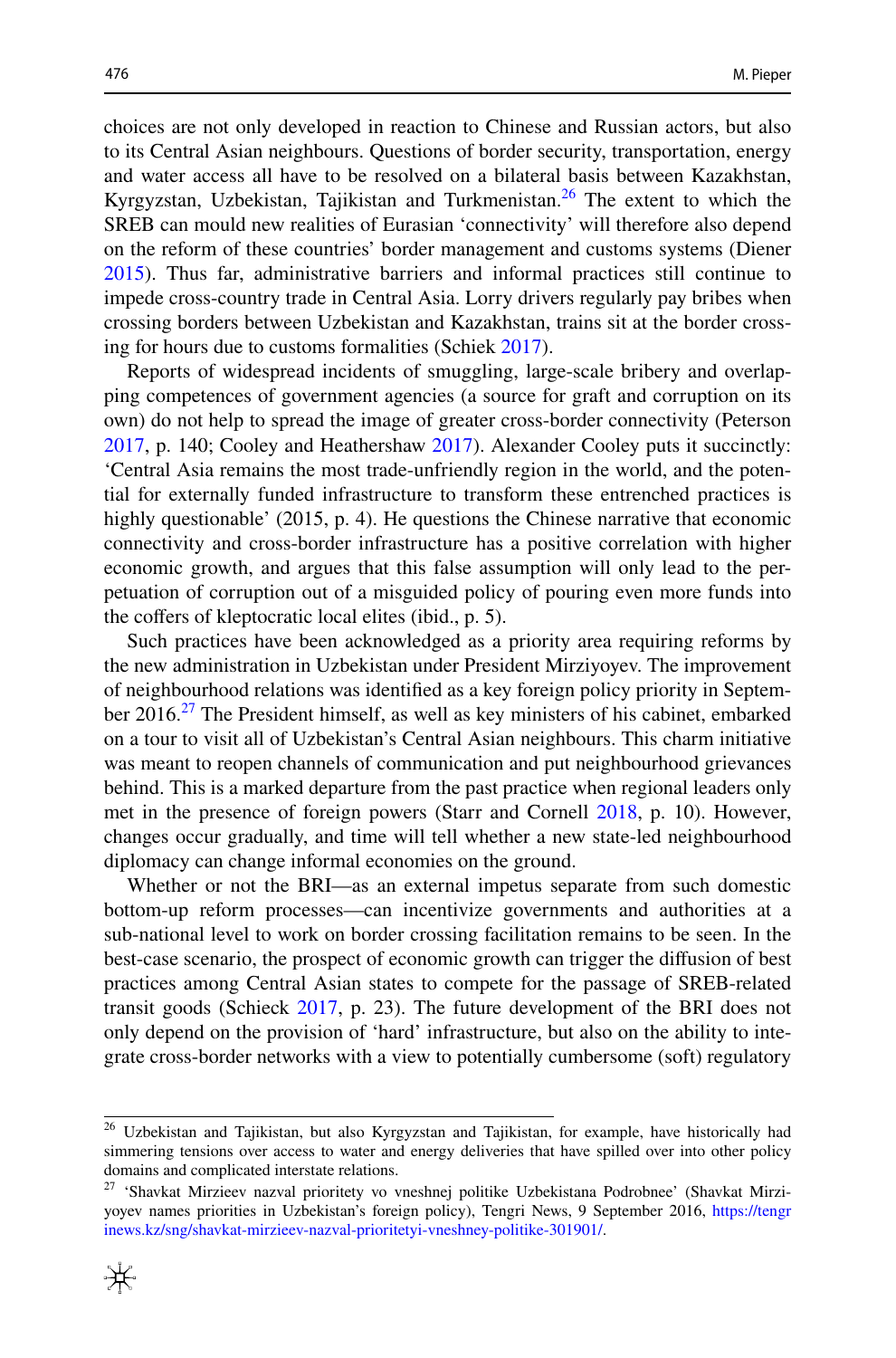choices are not only developed in reaction to Chinese and Russian actors, but also to its Central Asian neighbours. Questions of border security, transportation, energy and water access all have to be resolved on a bilateral basis between Kazakhstan, Kyrgyzstan, Uzbekistan, Tajikistan and Turkmenistan.[26] The extent to which the SREB can mould new realities of Eurasian 'connectivity' will therefore also depend on the reform of these countries' border management and customs systems (Diener 2015). Thus far, administrative barriers and informal practices still continue to impede cross-country trade in Central Asia. Lorry drivers regularly pay bribes when crossing borders between Uzbekistan and Kazakhstan, trains sit at the border crossing for hours due to customs formalities (Schiek 2017).

Reports of widespread incidents of smuggling, large-scale bribery and overlapping competences of government agencies (a source for graft and corruption on its own) do not help to spread the image of greater cross-border connectivity (Peterson 2017, p. 140; Cooley and Heathershaw 2017). Alexander Cooley puts it succinctly: 'Central Asia remains the most trade-unfriendly region in the world, and the potential for externally funded infrastructure to transform these entrenched practices is highly questionable' (2015, p. 4). He questions the Chinese narrative that economic connectivity and cross-border infrastructure has a positive correlation with higher economic growth, and argues that this false assumption will only lead to the perpetuation of corruption out of a misguided policy of pouring even more funds into the coffers of kleptocratic local elites (ibid., p. 5).

Such practices have been acknowledged as a priority area requiring reforms by the new administration in Uzbekistan under President Mirziyoyev. The improvement of neighbourhood relations was identified as a key foreign policy priority in September 2016.[27] The President himself, as well as key ministers of his cabinet, embarked on a tour to visit all of Uzbekistan's Central Asian neighbours. This charm initiative was meant to reopen channels of communication and put neighbourhood grievances behind. This is a marked departure from the past practice when regional leaders only met in the presence of foreign powers (Starr and Cornell 2018, p. 10). However, changes occur gradually, and time will tell whether a new state-led neighbourhood diplomacy can change informal economies on the ground.

Whether or not the BRI—as an external impetus separate from such domestic bottom-up reform processes—can incentivize governments and authorities at a sub-national level to work on border crossing facilitation remains to be seen. In the best-case scenario, the prospect of economic growth can trigger the diffusion of best practices among Central Asian states to compete for the passage of SREB-related transit goods (Schieck 2017, p. 23). The future development of the BRI does not only depend on the provision of 'hard' infrastructure, but also on the ability to integrate cross-border networks with a view to potentially cumbersome (soft) regulatory

---

[26] Uzbekistan and Tajikistan, but also Kyrgyzstan and Tajikistan, for example, have historically had simmering tensions over access to water and energy deliveries that have spilled over into other policy domains and complicated interstate relations.

[27] 'Shavkat Mirzieev nazval prioritety vo vneshnej politike Uzbekistana Podrobnee' (Shavkat Mirziyoyev names priorities in Uzbekistan's foreign policy), Tengri News, 9 September 2016, https://tengrinews.kz/sng/shavkat-mirzieev-nazval-prioritetyi-vneshney-politike-301901/.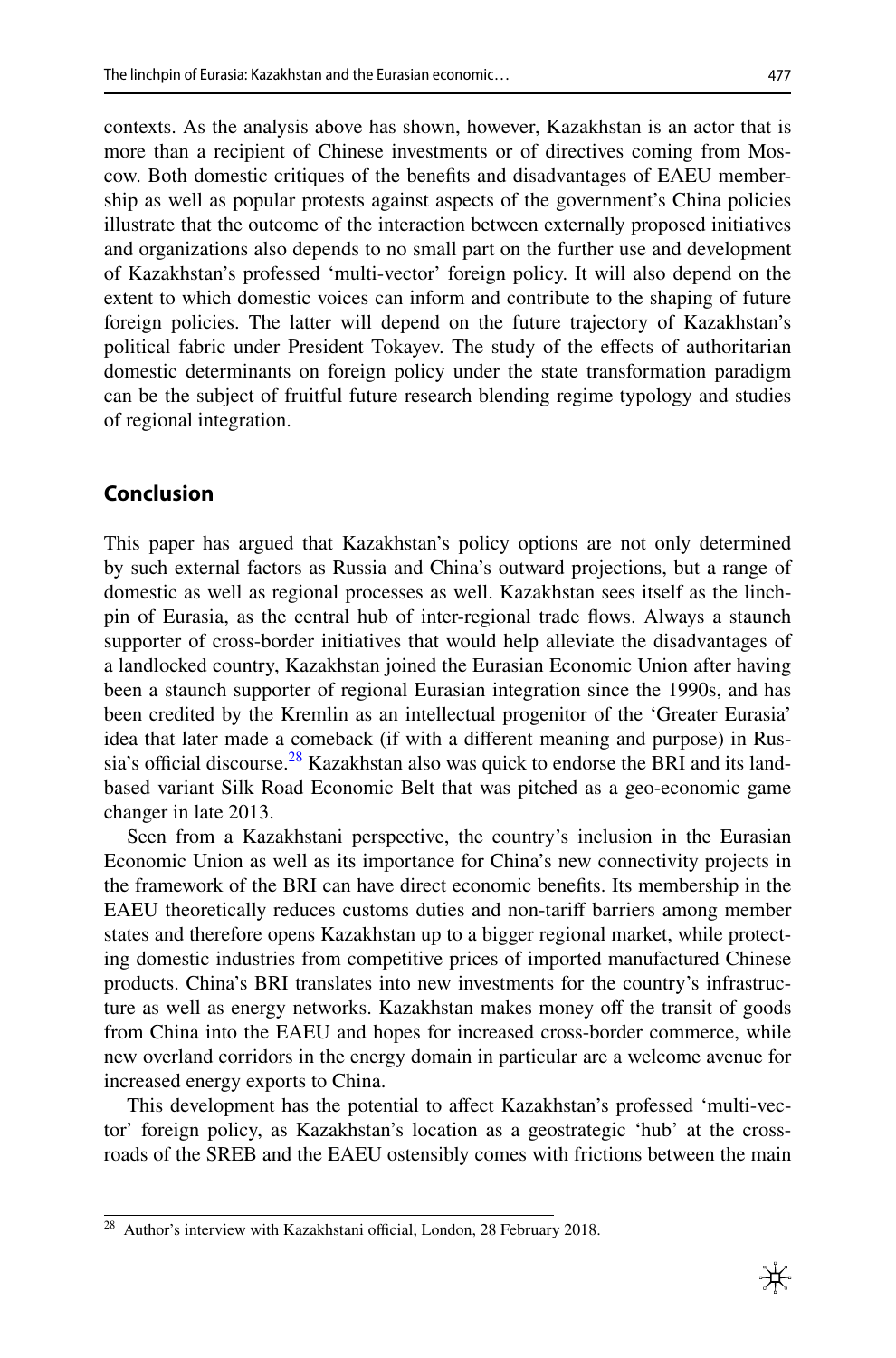contexts. As the analysis above has shown, however, Kazakhstan is an actor that is more than a recipient of Chinese investments or of directives coming from Moscow. Both domestic critiques of the benefits and disadvantages of EAEU membership as well as popular protests against aspects of the government's China policies illustrate that the outcome of the interaction between externally proposed initiatives and organizations also depends to no small part on the further use and development of Kazakhstan's professed 'multi-vector' foreign policy. It will also depend on the extent to which domestic voices can inform and contribute to the shaping of future foreign policies. The latter will depend on the future trajectory of Kazakhstan's political fabric under President Tokayev. The study of the effects of authoritarian domestic determinants on foreign policy under the state transformation paradigm can be the subject of fruitful future research blending regime typology and studies of regional integration.

## Conclusion

This paper has argued that Kazakhstan's policy options are not only determined by such external factors as Russia and China's outward projections, but a range of domestic as well as regional processes as well. Kazakhstan sees itself as the linchpin of Eurasia, as the central hub of inter-regional trade flows. Always a staunch supporter of cross-border initiatives that would help alleviate the disadvantages of a landlocked country, Kazakhstan joined the Eurasian Economic Union after having been a staunch supporter of regional Eurasian integration since the 1990s, and has been credited by the Kremlin as an intellectual progenitor of the 'Greater Eurasia' idea that later made a comeback (if with a different meaning and purpose) in Russia's official discourse.[28] Kazakhstan also was quick to endorse the BRI and its land-based variant Silk Road Economic Belt that was pitched as a geo-economic game changer in late 2013.

Seen from a Kazakhstani perspective, the country's inclusion in the Eurasian Economic Union as well as its importance for China's new connectivity projects in the framework of the BRI can have direct economic benefits. Its membership in the EAEU theoretically reduces customs duties and non-tariff barriers among member states and therefore opens Kazakhstan up to a bigger regional market, while protecting domestic industries from competitive prices of imported manufactured Chinese products. China's BRI translates into new investments for the country's infrastructure as well as energy networks. Kazakhstan makes money off the transit of goods from China into the EAEU and hopes for increased cross-border commerce, while new overland corridors in the energy domain in particular are a welcome avenue for increased energy exports to China.

This development has the potential to affect Kazakhstan's professed 'multi-vector' foreign policy, as Kazakhstan's location as a geostrategic 'hub' at the crossroads of the SREB and the EAEU ostensibly comes with frictions between the main

[28] Author's interview with Kazakhstani official, London, 28 February 2018.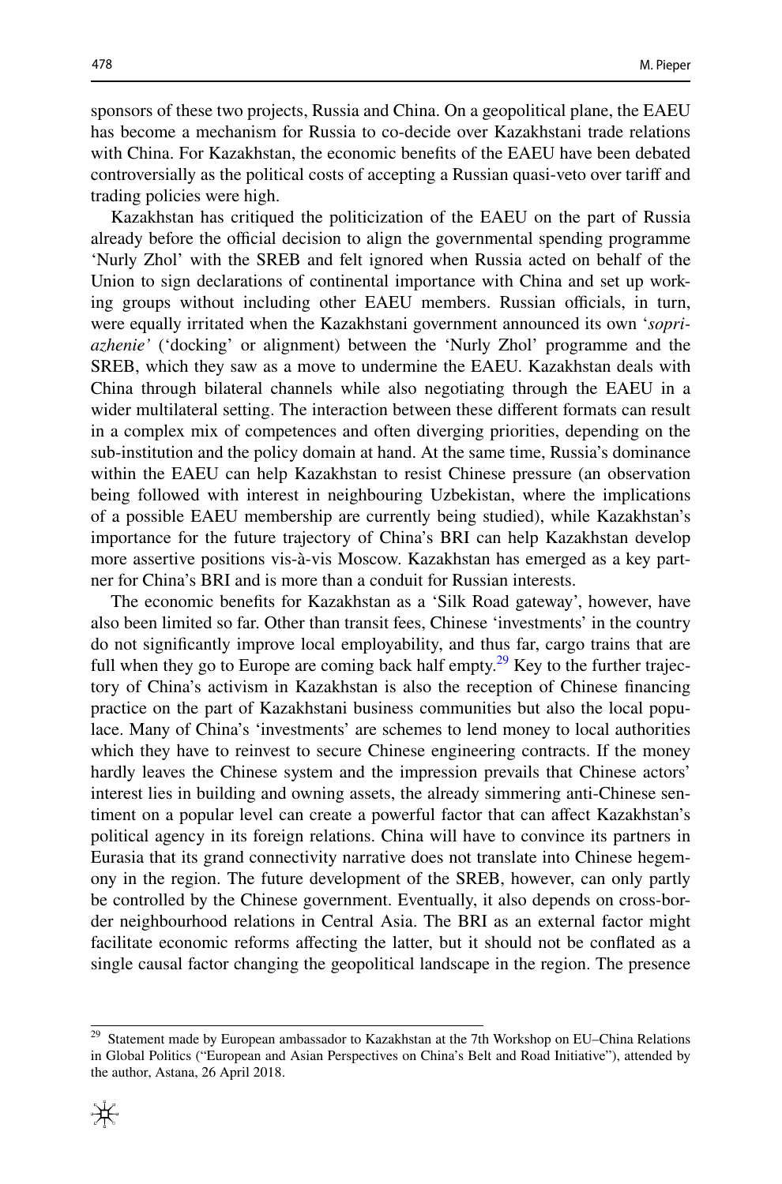sponsors of these two projects, Russia and China. On a geopolitical plane, the EAEU has become a mechanism for Russia to co-decide over Kazakhstani trade relations with China. For Kazakhstan, the economic benefits of the EAEU have been debated controversially as the political costs of accepting a Russian quasi-veto over tariff and trading policies were high.

Kazakhstan has critiqued the politicization of the EAEU on the part of Russia already before the official decision to align the governmental spending programme 'Nurly Zhol' with the SREB and felt ignored when Russia acted on behalf of the Union to sign declarations of continental importance with China and set up working groups without including other EAEU members. Russian officials, in turn, were equally irritated when the Kazakhstani government announced its own '*sopriazhenie'* ('docking' or alignment) between the 'Nurly Zhol' programme and the SREB, which they saw as a move to undermine the EAEU. Kazakhstan deals with China through bilateral channels while also negotiating through the EAEU in a wider multilateral setting. The interaction between these different formats can result in a complex mix of competences and often diverging priorities, depending on the sub-institution and the policy domain at hand. At the same time, Russia's dominance within the EAEU can help Kazakhstan to resist Chinese pressure (an observation being followed with interest in neighbouring Uzbekistan, where the implications of a possible EAEU membership are currently being studied), while Kazakhstan's importance for the future trajectory of China's BRI can help Kazakhstan develop more assertive positions vis-à-vis Moscow. Kazakhstan has emerged as a key partner for China's BRI and is more than a conduit for Russian interests.

The economic benefits for Kazakhstan as a 'Silk Road gateway', however, have also been limited so far. Other than transit fees, Chinese 'investments' in the country do not significantly improve local employability, and thus far, cargo trains that are full when they go to Europe are coming back half empty.[29] Key to the further trajectory of China's activism in Kazakhstan is also the reception of Chinese financing practice on the part of Kazakhstani business communities but also the local populace. Many of China's 'investments' are schemes to lend money to local authorities which they have to reinvest to secure Chinese engineering contracts. If the money hardly leaves the Chinese system and the impression prevails that Chinese actors' interest lies in building and owning assets, the already simmering anti-Chinese sentiment on a popular level can create a powerful factor that can affect Kazakhstan's political agency in its foreign relations. China will have to convince its partners in Eurasia that its grand connectivity narrative does not translate into Chinese hegemony in the region. The future development of the SREB, however, can only partly be controlled by the Chinese government. Eventually, it also depends on cross-border neighbourhood relations in Central Asia. The BRI as an external factor might facilitate economic reforms affecting the latter, but it should not be conflated as a single causal factor changing the geopolitical landscape in the region. The presence

[29] Statement made by European ambassador to Kazakhstan at the 7th Workshop on EU–China Relations in Global Politics ("European and Asian Perspectives on China's Belt and Road Initiative"), attended by the author, Astana, 26 April 2018.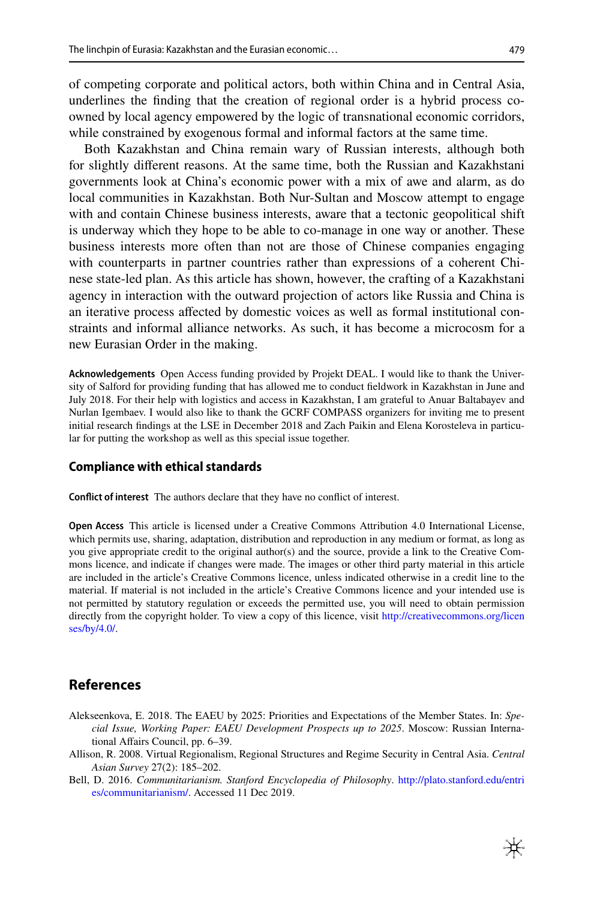of competing corporate and political actors, both within China and in Central Asia, underlines the finding that the creation of regional order is a hybrid process co-owned by local agency empowered by the logic of transnational economic corridors, while constrained by exogenous formal and informal factors at the same time.

Both Kazakhstan and China remain wary of Russian interests, although both for slightly different reasons. At the same time, both the Russian and Kazakhstani governments look at China's economic power with a mix of awe and alarm, as do local communities in Kazakhstan. Both Nur-Sultan and Moscow attempt to engage with and contain Chinese business interests, aware that a tectonic geopolitical shift is underway which they hope to be able to co-manage in one way or another. These business interests more often than not are those of Chinese companies engaging with counterparts in partner countries rather than expressions of a coherent Chinese state-led plan. As this article has shown, however, the crafting of a Kazakhstani agency in interaction with the outward projection of actors like Russia and China is an iterative process affected by domestic voices as well as formal institutional constraints and informal alliance networks. As such, it has become a microcosm for a new Eurasian Order in the making.

**Acknowledgements** Open Access funding provided by Projekt DEAL. I would like to thank the University of Salford for providing funding that has allowed me to conduct fieldwork in Kazakhstan in June and July 2018. For their help with logistics and access in Kazakhstan, I am grateful to Anuar Baltabayev and Nurlan Igembaev. I would also like to thank the GCRF COMPASS organizers for inviting me to present initial research findings at the LSE in December 2018 and Zach Paikin and Elena Korosteleva in particular for putting the workshop as well as this special issue together.

## Compliance with ethical standards

**Conflict of interest** The authors declare that they have no conflict of interest.

**Open Access** This article is licensed under a Creative Commons Attribution 4.0 International License, which permits use, sharing, adaptation, distribution and reproduction in any medium or format, as long as you give appropriate credit to the original author(s) and the source, provide a link to the Creative Commons licence, and indicate if changes were made. The images or other third party material in this article are included in the article's Creative Commons licence, unless indicated otherwise in a credit line to the material. If material is not included in the article's Creative Commons licence and your intended use is not permitted by statutory regulation or exceeds the permitted use, you will need to obtain permission directly from the copyright holder. To view a copy of this licence, visit http://creativecommons.org/licenses/by/4.0/.

## References

Alekseenkova, E. 2018. The EAEU by 2025: Priorities and Expectations of the Member States. In: *Special Issue, Working Paper: EAEU Development Prospects up to 2025*. Moscow: Russian International Affairs Council, pp. 6–39.

Allison, R. 2008. Virtual Regionalism, Regional Structures and Regime Security in Central Asia. *Central Asian Survey* 27(2): 185–202.

Bell, D. 2016. *Communitarianism. Stanford Encyclopedia of Philosophy*. http://plato.stanford.edu/entries/communitarianism/. Accessed 11 Dec 2019.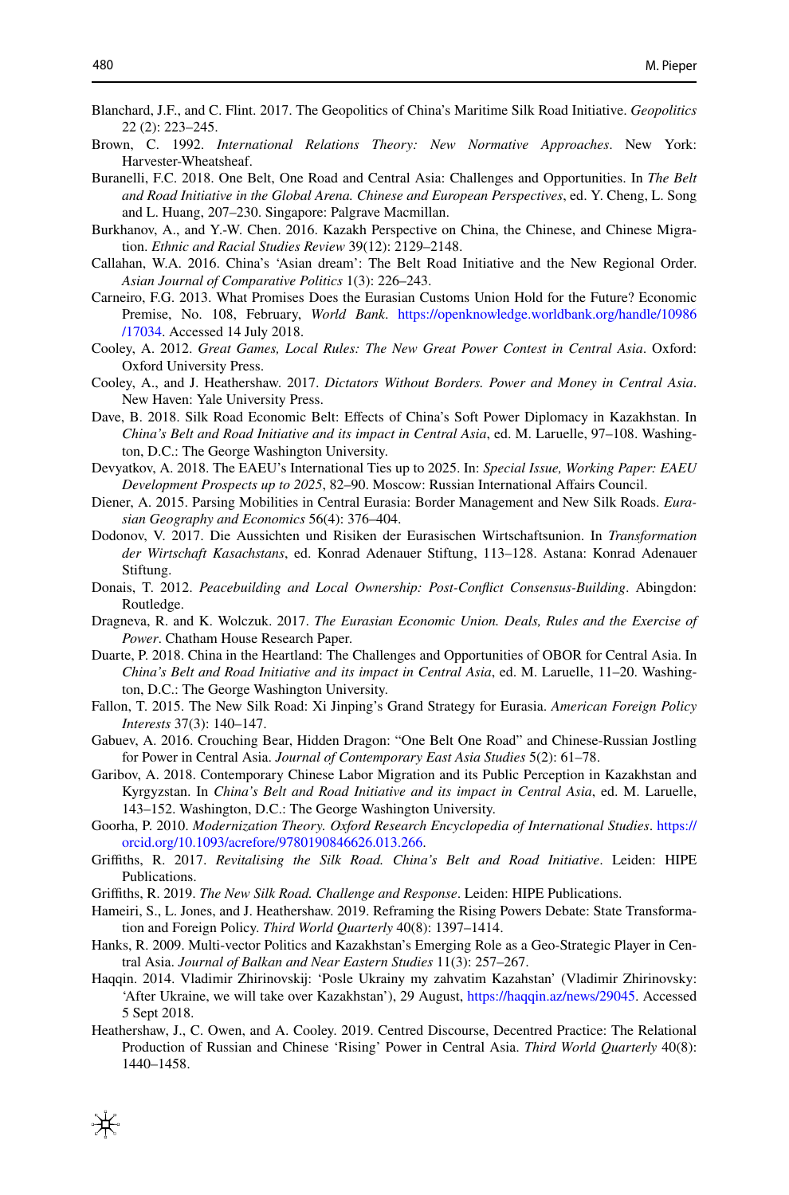Blanchard, J.F., and C. Flint. 2017. The Geopolitics of China's Maritime Silk Road Initiative. *Geopolitics* 22 (2): 223–245.

Brown, C. 1992. *International Relations Theory: New Normative Approaches*. New York: Harvester-Wheatsheaf.

Buranelli, F.C. 2018. One Belt, One Road and Central Asia: Challenges and Opportunities. In *The Belt and Road Initiative in the Global Arena. Chinese and European Perspectives*, ed. Y. Cheng, L. Song and L. Huang, 207–230. Singapore: Palgrave Macmillan.

Burkhanov, A., and Y.-W. Chen. 2016. Kazakh Perspective on China, the Chinese, and Chinese Migration. *Ethnic and Racial Studies Review* 39(12): 2129–2148.

Callahan, W.A. 2016. China's 'Asian dream': The Belt Road Initiative and the New Regional Order. *Asian Journal of Comparative Politics* 1(3): 226–243.

Carneiro, F.G. 2013. What Promises Does the Eurasian Customs Union Hold for the Future? Economic Premise, No. 108, February, *World Bank*. https://openknowledge.worldbank.org/handle/10986/17034. Accessed 14 July 2018.

Cooley, A. 2012. *Great Games, Local Rules: The New Great Power Contest in Central Asia*. Oxford: Oxford University Press.

Cooley, A., and J. Heathershaw. 2017. *Dictators Without Borders. Power and Money in Central Asia*. New Haven: Yale University Press.

Dave, B. 2018. Silk Road Economic Belt: Effects of China's Soft Power Diplomacy in Kazakhstan. In *China's Belt and Road Initiative and its impact in Central Asia*, ed. M. Laruelle, 97–108. Washington, D.C.: The George Washington University.

Devyatkov, A. 2018. The EAEU's International Ties up to 2025. In: *Special Issue, Working Paper: EAEU Development Prospects up to 2025*, 82–90. Moscow: Russian International Affairs Council.

Diener, A. 2015. Parsing Mobilities in Central Eurasia: Border Management and New Silk Roads. *Eurasian Geography and Economics* 56(4): 376–404.

Dodonov, V. 2017. Die Aussichten und Risiken der Eurasischen Wirtschaftsunion. In *Transformation der Wirtschaft Kasachstans*, ed. Konrad Adenauer Stiftung, 113–128. Astana: Konrad Adenauer Stiftung.

Donais, T. 2012. *Peacebuilding and Local Ownership: Post-Conflict Consensus-Building*. Abingdon: Routledge.

Dragneva, R. and K. Wolczuk. 2017. *The Eurasian Economic Union. Deals, Rules and the Exercise of Power*. Chatham House Research Paper.

Duarte, P. 2018. China in the Heartland: The Challenges and Opportunities of OBOR for Central Asia. In *China's Belt and Road Initiative and its impact in Central Asia*, ed. M. Laruelle, 11–20. Washington, D.C.: The George Washington University.

Fallon, T. 2015. The New Silk Road: Xi Jinping's Grand Strategy for Eurasia. *American Foreign Policy Interests* 37(3): 140–147.

Gabuev, A. 2016. Crouching Bear, Hidden Dragon: "One Belt One Road" and Chinese-Russian Jostling for Power in Central Asia. *Journal of Contemporary East Asia Studies* 5(2): 61–78.

Garibov, A. 2018. Contemporary Chinese Labor Migration and its Public Perception in Kazakhstan and Kyrgyzstan. In *China's Belt and Road Initiative and its impact in Central Asia*, ed. M. Laruelle, 143–152. Washington, D.C.: The George Washington University.

Goorha, P. 2010. *Modernization Theory. Oxford Research Encyclopedia of International Studies*. https://orcid.org/10.1093/acrefore/9780190846626.013.266.

Griffiths, R. 2017. *Revitalising the Silk Road. China's Belt and Road Initiative*. Leiden: HIPE Publications.

Griffiths, R. 2019. *The New Silk Road. Challenge and Response*. Leiden: HIPE Publications.

Hameiri, S., L. Jones, and J. Heathershaw. 2019. Reframing the Rising Powers Debate: State Transformation and Foreign Policy. *Third World Quarterly* 40(8): 1397–1414.

Hanks, R. 2009. Multi-vector Politics and Kazakhstan's Emerging Role as a Geo-Strategic Player in Central Asia. *Journal of Balkan and Near Eastern Studies* 11(3): 257–267.

Haqqin. 2014. Vladimir Zhirinovskij: 'Posle Ukrainy my zahvatim Kazahstan' (Vladimir Zhirinovsky: 'After Ukraine, we will take over Kazakhstan'), 29 August, https://haqqin.az/news/29045. Accessed 5 Sept 2018.

Heathershaw, J., C. Owen, and A. Cooley. 2019. Centred Discourse, Decentred Practice: The Relational Production of Russian and Chinese 'Rising' Power in Central Asia. *Third World Quarterly* 40(8): 1440–1458.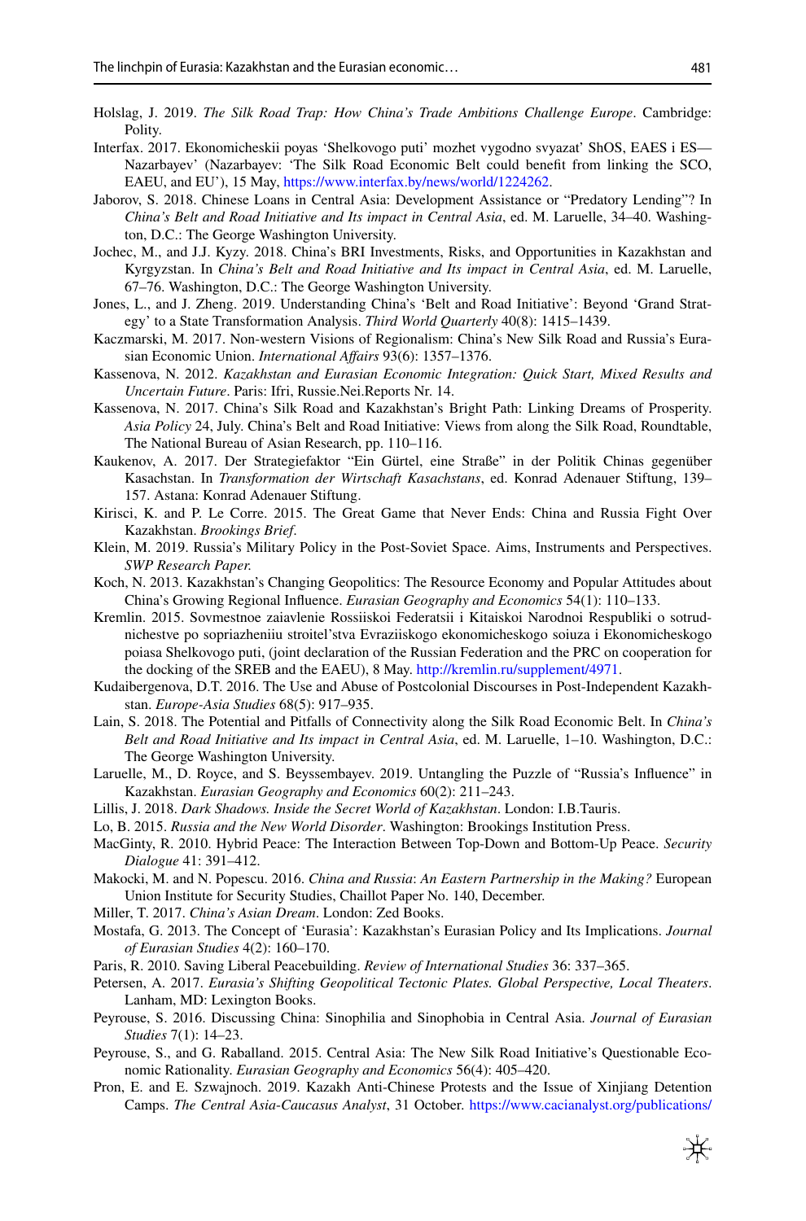Holslag, J. 2019. *The Silk Road Trap: How China's Trade Ambitions Challenge Europe*. Cambridge: Polity.

Interfax. 2017. Ekonomicheskii poyas 'Shelkovogo puti' mozhet vygodno svyazat' ShOS, EAES i ES—Nazarbayev' (Nazarbayev: 'The Silk Road Economic Belt could benefit from linking the SCO, EAEU, and EU'), 15 May, https://www.interfax.by/news/world/1224262.

Jaborov, S. 2018. Chinese Loans in Central Asia: Development Assistance or "Predatory Lending"? In *China's Belt and Road Initiative and Its impact in Central Asia*, ed. M. Laruelle, 34–40. Washington, D.C.: The George Washington University.

Jochec, M., and J.J. Kyzy. 2018. China's BRI Investments, Risks, and Opportunities in Kazakhstan and Kyrgyzstan. In *China's Belt and Road Initiative and Its impact in Central Asia*, ed. M. Laruelle, 67–76. Washington, D.C.: The George Washington University.

Jones, L., and J. Zheng. 2019. Understanding China's 'Belt and Road Initiative': Beyond 'Grand Strategy' to a State Transformation Analysis. *Third World Quarterly* 40(8): 1415–1439.

Kaczmarski, M. 2017. Non-western Visions of Regionalism: China's New Silk Road and Russia's Eurasian Economic Union. *International Affairs* 93(6): 1357–1376.

Kassenova, N. 2012. *Kazakhstan and Eurasian Economic Integration: Quick Start, Mixed Results and Uncertain Future*. Paris: Ifri, Russie.Nei.Reports Nr. 14.

Kassenova, N. 2017. China's Silk Road and Kazakhstan's Bright Path: Linking Dreams of Prosperity. *Asia Policy* 24, July. China's Belt and Road Initiative: Views from along the Silk Road, Roundtable, The National Bureau of Asian Research, pp. 110–116.

Kaukenov, A. 2017. Der Strategiefaktor "Ein Gürtel, eine Straße" in der Politik Chinas gegenüber Kasachstan. In *Transformation der Wirtschaft Kasachstans*, ed. Konrad Adenauer Stiftung, 139–157. Astana: Konrad Adenauer Stiftung.

Kirisci, K. and P. Le Corre. 2015. The Great Game that Never Ends: China and Russia Fight Over Kazakhstan. *Brookings Brief*.

Klein, M. 2019. Russia's Military Policy in the Post-Soviet Space. Aims, Instruments and Perspectives. *SWP Research Paper.*

Koch, N. 2013. Kazakhstan's Changing Geopolitics: The Resource Economy and Popular Attitudes about China's Growing Regional Influence. *Eurasian Geography and Economics* 54(1): 110–133.

Kremlin. 2015. Sovmestnoe zaiavlenie Rossiiskoi Federatsii i Kitaiskoi Narodnoi Respubliki o sotrudnichestve po sopriazheniiu stroitel'stva Evraziiskogo ekonomicheskogo soiuza i Ekonomicheskogo poiasa Shelkovogo puti, (joint declaration of the Russian Federation and the PRC on cooperation for the docking of the SREB and the EAEU), 8 May. http://kremlin.ru/supplement/4971.

Kudaibergenova, D.T. 2016. The Use and Abuse of Postcolonial Discourses in Post-Independent Kazakhstan. *Europe-Asia Studies* 68(5): 917–935.

Lain, S. 2018. The Potential and Pitfalls of Connectivity along the Silk Road Economic Belt. In *China's Belt and Road Initiative and Its impact in Central Asia*, ed. M. Laruelle, 1–10. Washington, D.C.: The George Washington University.

Laruelle, M., D. Royce, and S. Beyssembayev. 2019. Untangling the Puzzle of "Russia's Influence" in Kazakhstan. *Eurasian Geography and Economics* 60(2): 211–243.

Lillis, J. 2018. *Dark Shadows. Inside the Secret World of Kazakhstan*. London: I.B.Tauris.

Lo, B. 2015. *Russia and the New World Disorder*. Washington: Brookings Institution Press.

MacGinty, R. 2010. Hybrid Peace: The Interaction Between Top-Down and Bottom-Up Peace. *Security Dialogue* 41: 391–412.

Makocki, M. and N. Popescu. 2016. *China and Russia*: *An Eastern Partnership in the Making?* European Union Institute for Security Studies, Chaillot Paper No. 140, December.

Miller, T. 2017. *China's Asian Dream*. London: Zed Books.

Mostafa, G. 2013. The Concept of 'Eurasia': Kazakhstan's Eurasian Policy and Its Implications. *Journal of Eurasian Studies* 4(2): 160–170.

Paris, R. 2010. Saving Liberal Peacebuilding. *Review of International Studies* 36: 337–365.

Petersen, A. 2017. *Eurasia's Shifting Geopolitical Tectonic Plates. Global Perspective, Local Theaters*. Lanham, MD: Lexington Books.

Peyrouse, S. 2016. Discussing China: Sinophilia and Sinophobia in Central Asia. *Journal of Eurasian Studies* 7(1): 14–23.

Peyrouse, S., and G. Raballand. 2015. Central Asia: The New Silk Road Initiative's Questionable Economic Rationality. *Eurasian Geography and Economics* 56(4): 405–420.

Pron, E. and E. Szwajnoch. 2019. Kazakh Anti-Chinese Protests and the Issue of Xinjiang Detention Camps. *The Central Asia-Caucasus Analyst*, 31 October. https://www.cacianalyst.org/publications/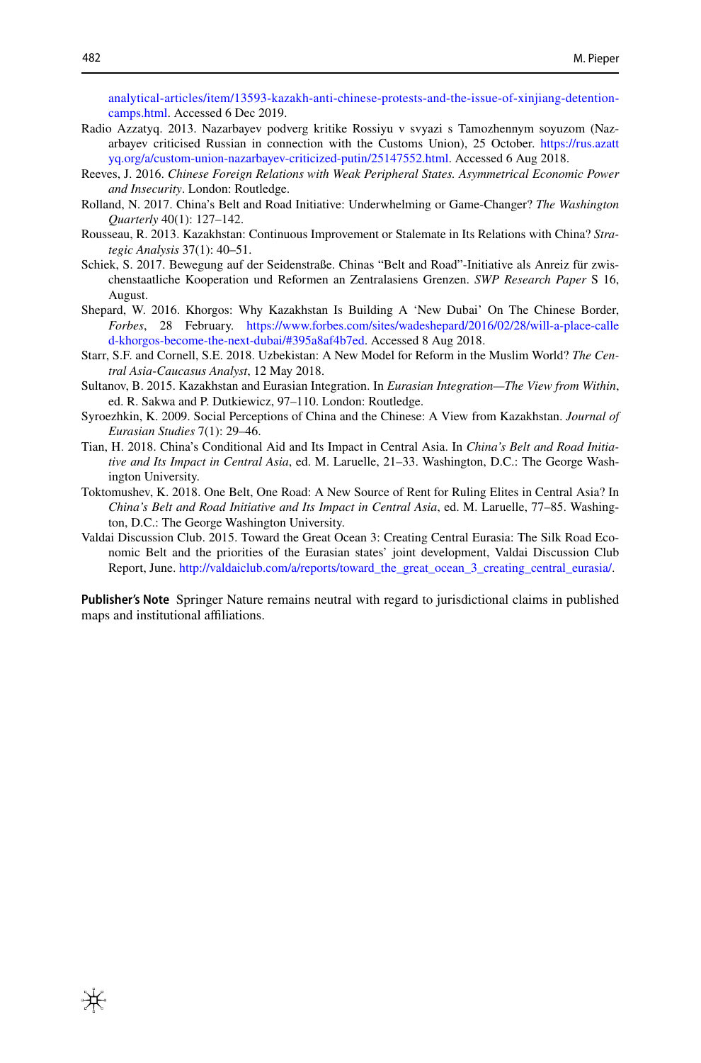analytical-articles/item/13593-kazakh-anti-chinese-protests-and-the-issue-of-xinjiang-detention-camps.html. Accessed 6 Dec 2019.

Radio Azzatyq. 2013. Nazarbayev podverg kritike Rossiyu v svyazi s Tamozhennym soyuzom (Nazarbayev criticised Russian in connection with the Customs Union), 25 October. https://rus.azattyq.org/a/custom-union-nazarbayev-criticized-putin/25147552.html. Accessed 6 Aug 2018.

Reeves, J. 2016. *Chinese Foreign Relations with Weak Peripheral States. Asymmetrical Economic Power and Insecurity*. London: Routledge.

Rolland, N. 2017. China's Belt and Road Initiative: Underwhelming or Game-Changer? *The Washington Quarterly* 40(1): 127–142.

Rousseau, R. 2013. Kazakhstan: Continuous Improvement or Stalemate in Its Relations with China? *Strategic Analysis* 37(1): 40–51.

Schiek, S. 2017. Bewegung auf der Seidenstraße. Chinas "Belt and Road"-Initiative als Anreiz für zwischenstaatliche Kooperation und Reformen an Zentralasiens Grenzen. *SWP Research Paper* S 16, August.

Shepard, W. 2016. Khorgos: Why Kazakhstan Is Building A 'New Dubai' On The Chinese Border, *Forbes*, 28 February. https://www.forbes.com/sites/wadeshepard/2016/02/28/will-a-place-called-khorgos-become-the-next-dubai/#395a8af4b7ed. Accessed 8 Aug 2018.

Starr, S.F. and Cornell, S.E. 2018. Uzbekistan: A New Model for Reform in the Muslim World? *The Central Asia-Caucasus Analyst*, 12 May 2018.

Sultanov, B. 2015. Kazakhstan and Eurasian Integration. In *Eurasian Integration—The View from Within*, ed. R. Sakwa and P. Dutkiewicz, 97–110. London: Routledge.

Syroezhkin, K. 2009. Social Perceptions of China and the Chinese: A View from Kazakhstan. *Journal of Eurasian Studies* 7(1): 29–46.

Tian, H. 2018. China's Conditional Aid and Its Impact in Central Asia. In *China's Belt and Road Initiative and Its Impact in Central Asia*, ed. M. Laruelle, 21–33. Washington, D.C.: The George Washington University.

Toktomushev, K. 2018. One Belt, One Road: A New Source of Rent for Ruling Elites in Central Asia? In *China's Belt and Road Initiative and Its Impact in Central Asia*, ed. M. Laruelle, 77–85. Washington, D.C.: The George Washington University.

Valdai Discussion Club. 2015. Toward the Great Ocean 3: Creating Central Eurasia: The Silk Road Economic Belt and the priorities of the Eurasian states' joint development, Valdai Discussion Club Report, June. http://valdaiclub.com/a/reports/toward_the_great_ocean_3_creating_central_eurasia/.

**Publisher's Note** Springer Nature remains neutral with regard to jurisdictional claims in published maps and institutional affiliations.